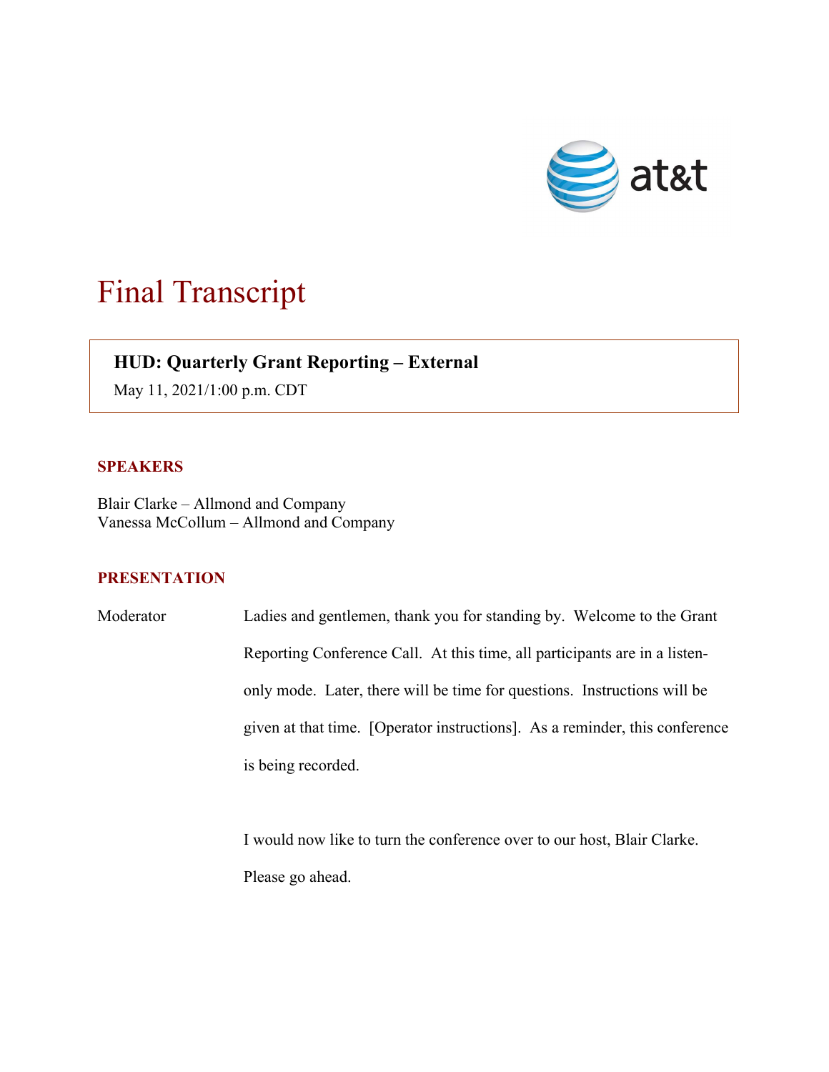# Final Transcript

**HUD: Quarterly Grant Reporting – External**

May 11, 2021/1:00 p.m. CDT

## SPEAKERS

Blair Clarke – Allmond and Company
Vanessa McCollum – Allmond and Company

## PRESENTATION

Moderator: Ladies and gentlemen, thank you for standing by. Welcome to the Grant Reporting Conference Call. At this time, all participants are in a listen-only mode. Later, there will be time for questions. Instructions will be given at that time. [Operator instructions]. As a reminder, this conference is being recorded.

I would now like to turn the conference over to our host, Blair Clarke. Please go ahead.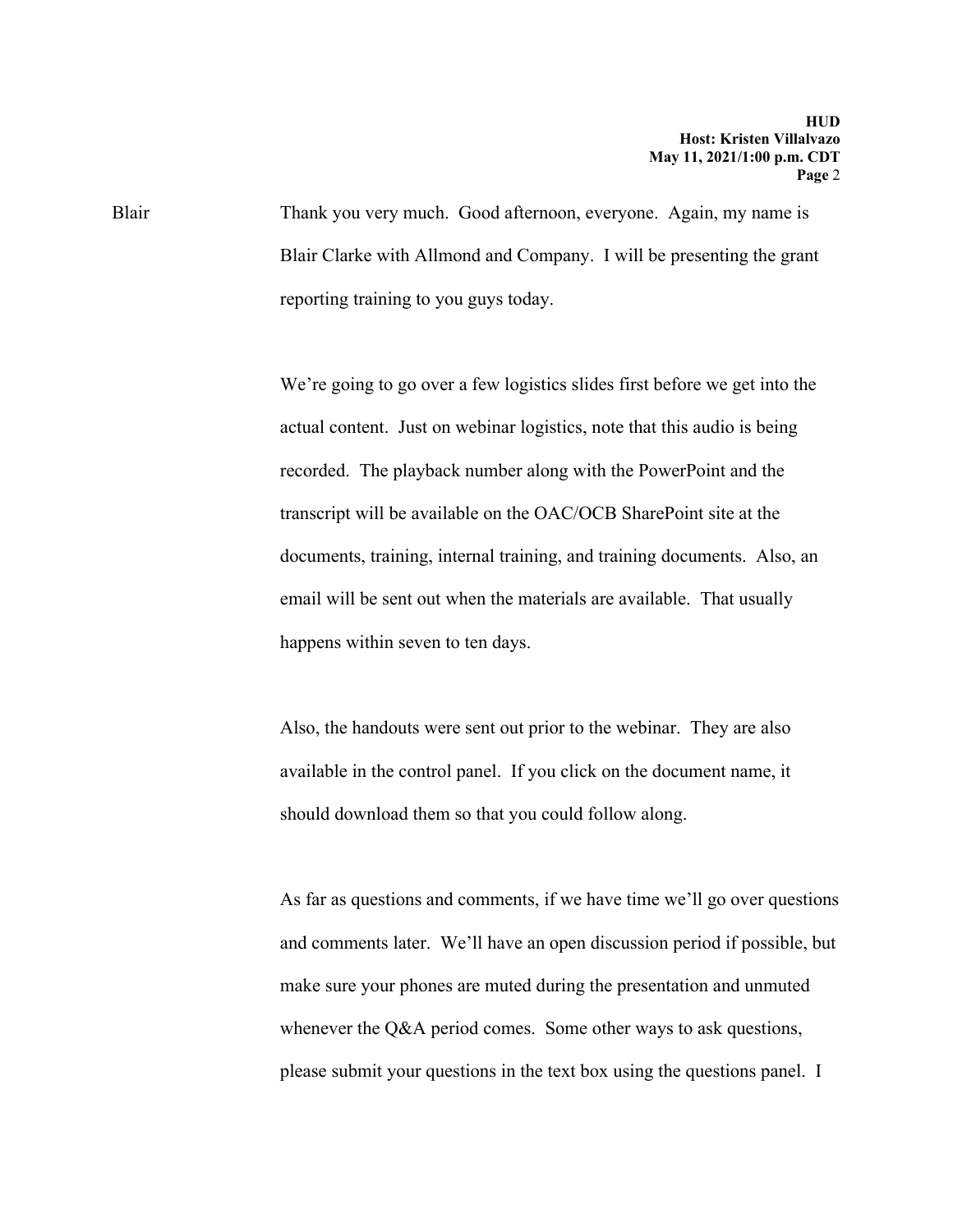Blair Thank you very much. Good afternoon, everyone. Again, my name is Blair Clarke with Allmond and Company. I will be presenting the grant reporting training to you guys today.

We're going to go over a few logistics slides first before we get into the actual content. Just on webinar logistics, note that this audio is being recorded. The playback number along with the PowerPoint and the transcript will be available on the OAC/OCB SharePoint site at the documents, training, internal training, and training documents. Also, an email will be sent out when the materials are available. That usually happens within seven to ten days.

Also, the handouts were sent out prior to the webinar. They are also available in the control panel. If you click on the document name, it should download them so that you could follow along.

As far as questions and comments, if we have time we'll go over questions and comments later. We'll have an open discussion period if possible, but make sure your phones are muted during the presentation and unmuted whenever the Q&A period comes. Some other ways to ask questions, please submit your questions in the text box using the questions panel. I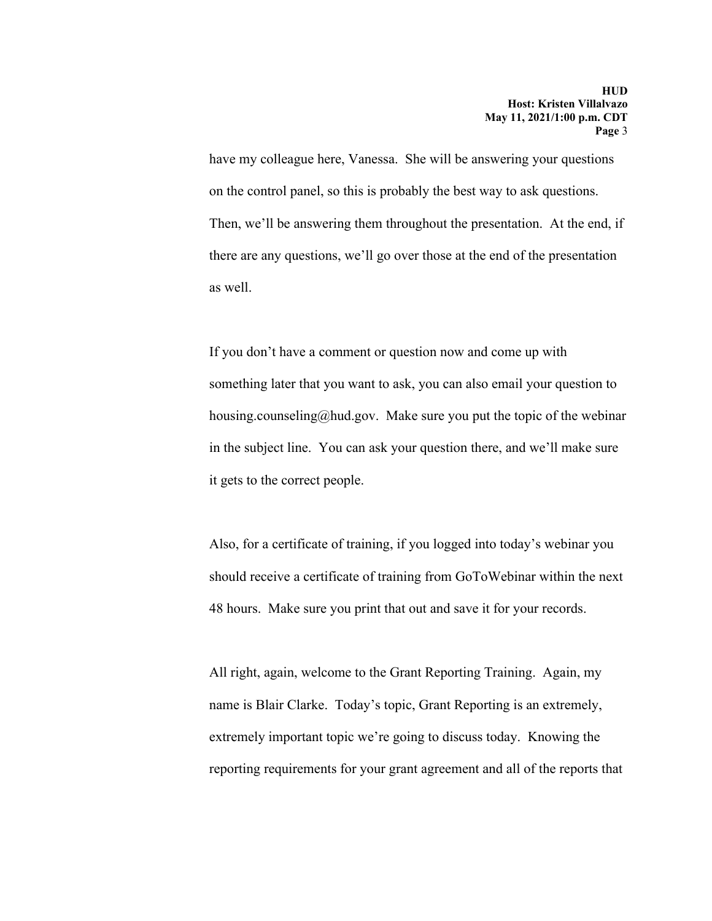have my colleague here, Vanessa. She will be answering your questions on the control panel, so this is probably the best way to ask questions. Then, we'll be answering them throughout the presentation. At the end, if there are any questions, we'll go over those at the end of the presentation as well.

If you don't have a comment or question now and come up with something later that you want to ask, you can also email your question to housing.counseling@hud.gov. Make sure you put the topic of the webinar in the subject line. You can ask your question there, and we'll make sure it gets to the correct people.

Also, for a certificate of training, if you logged into today's webinar you should receive a certificate of training from GoToWebinar within the next 48 hours. Make sure you print that out and save it for your records.

All right, again, welcome to the Grant Reporting Training. Again, my name is Blair Clarke. Today's topic, Grant Reporting is an extremely, extremely important topic we're going to discuss today. Knowing the reporting requirements for your grant agreement and all of the reports that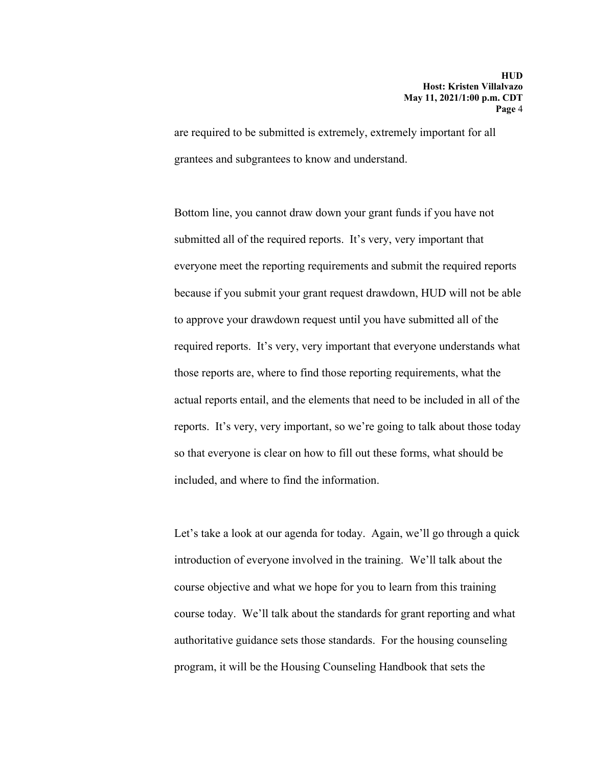are required to be submitted is extremely, extremely important for all grantees and subgrantees to know and understand.

Bottom line, you cannot draw down your grant funds if you have not submitted all of the required reports. It's very, very important that everyone meet the reporting requirements and submit the required reports because if you submit your grant request drawdown, HUD will not be able to approve your drawdown request until you have submitted all of the required reports. It's very, very important that everyone understands what those reports are, where to find those reporting requirements, what the actual reports entail, and the elements that need to be included in all of the reports. It's very, very important, so we're going to talk about those today so that everyone is clear on how to fill out these forms, what should be included, and where to find the information.

Let's take a look at our agenda for today. Again, we'll go through a quick introduction of everyone involved in the training. We'll talk about the course objective and what we hope for you to learn from this training course today. We'll talk about the standards for grant reporting and what authoritative guidance sets those standards. For the housing counseling program, it will be the Housing Counseling Handbook that sets the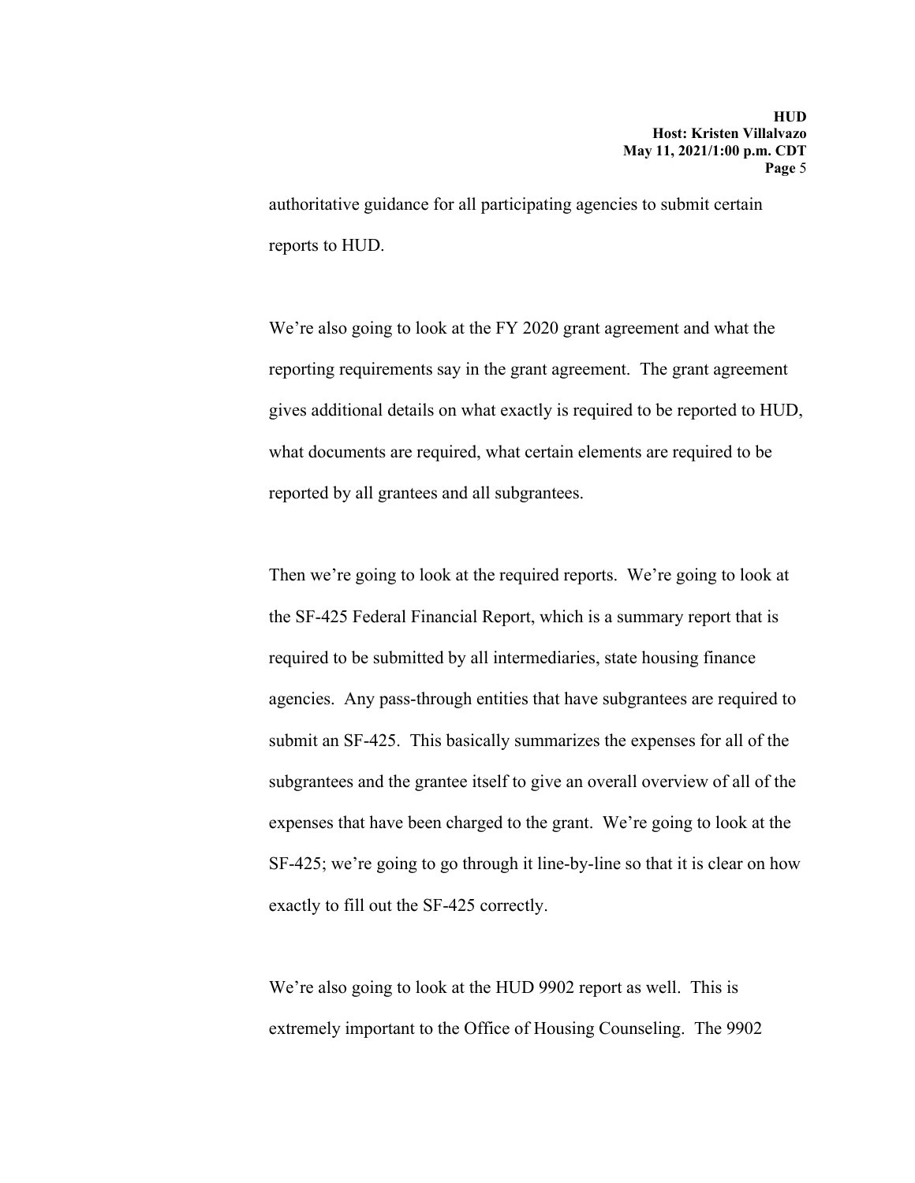authoritative guidance for all participating agencies to submit certain reports to HUD.

We're also going to look at the FY 2020 grant agreement and what the reporting requirements say in the grant agreement. The grant agreement gives additional details on what exactly is required to be reported to HUD, what documents are required, what certain elements are required to be reported by all grantees and all subgrantees.

Then we're going to look at the required reports. We're going to look at the SF-425 Federal Financial Report, which is a summary report that is required to be submitted by all intermediaries, state housing finance agencies. Any pass-through entities that have subgrantees are required to submit an SF-425. This basically summarizes the expenses for all of the subgrantees and the grantee itself to give an overall overview of all of the expenses that have been charged to the grant. We're going to look at the SF-425; we're going to go through it line-by-line so that it is clear on how exactly to fill out the SF-425 correctly.

We're also going to look at the HUD 9902 report as well. This is extremely important to the Office of Housing Counseling. The 9902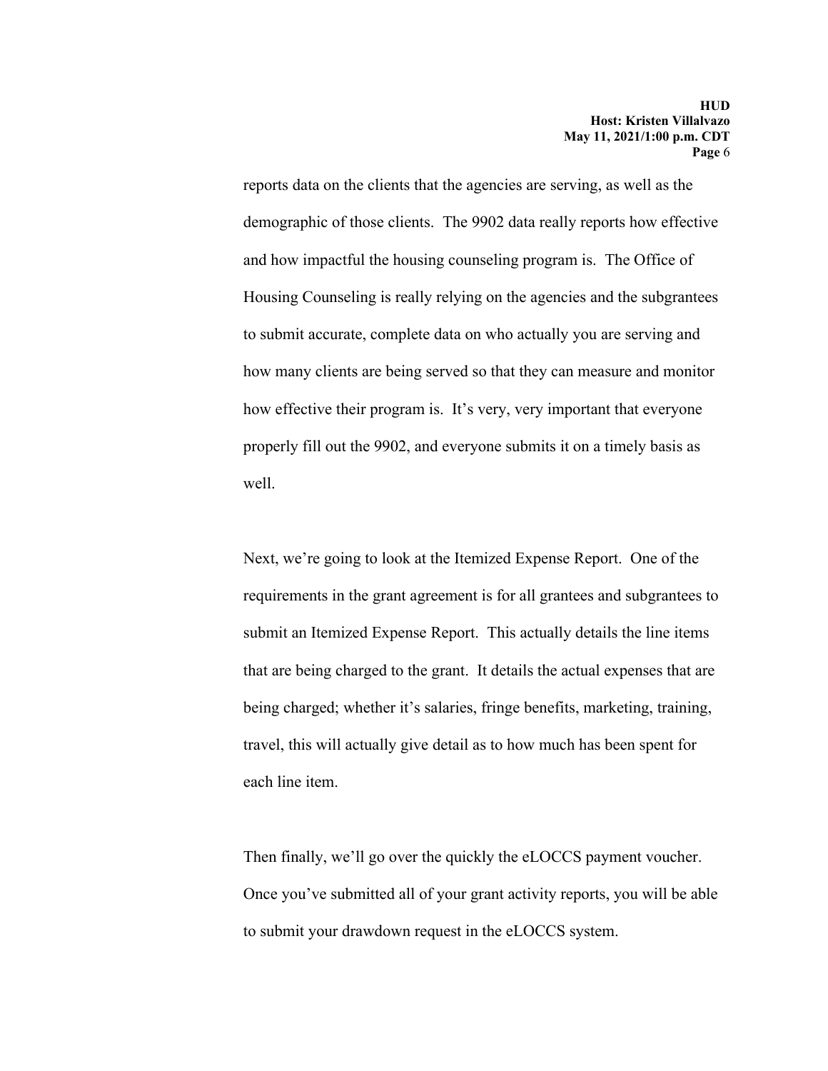reports data on the clients that the agencies are serving, as well as the demographic of those clients. The 9902 data really reports how effective and how impactful the housing counseling program is. The Office of Housing Counseling is really relying on the agencies and the subgrantees to submit accurate, complete data on who actually you are serving and how many clients are being served so that they can measure and monitor how effective their program is. It's very, very important that everyone properly fill out the 9902, and everyone submits it on a timely basis as well.

Next, we're going to look at the Itemized Expense Report. One of the requirements in the grant agreement is for all grantees and subgrantees to submit an Itemized Expense Report. This actually details the line items that are being charged to the grant. It details the actual expenses that are being charged; whether it's salaries, fringe benefits, marketing, training, travel, this will actually give detail as to how much has been spent for each line item.

Then finally, we'll go over the quickly the eLOCCS payment voucher. Once you've submitted all of your grant activity reports, you will be able to submit your drawdown request in the eLOCCS system.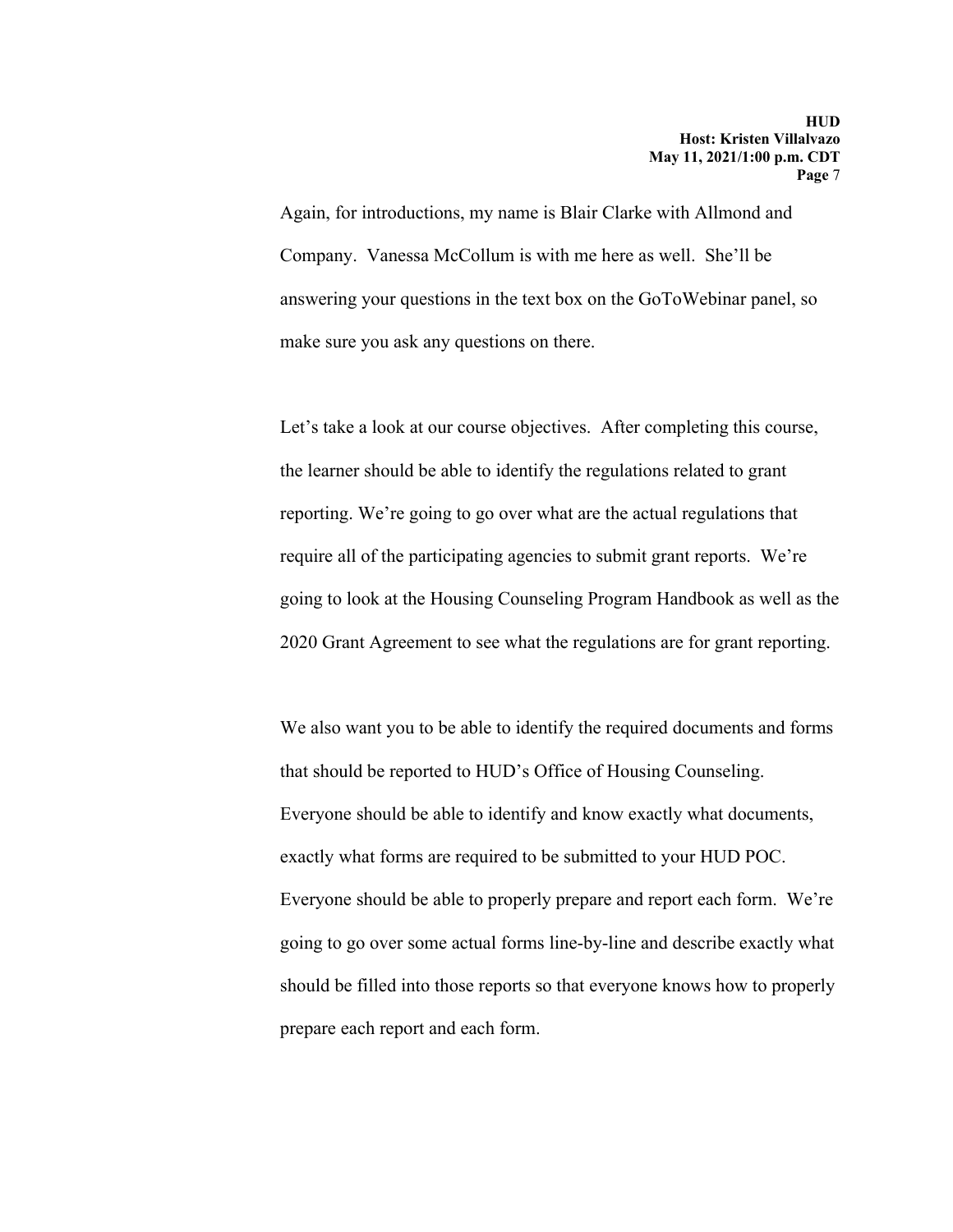Again, for introductions, my name is Blair Clarke with Allmond and Company. Vanessa McCollum is with me here as well. She'll be answering your questions in the text box on the GoToWebinar panel, so make sure you ask any questions on there.

Let's take a look at our course objectives. After completing this course, the learner should be able to identify the regulations related to grant reporting. We're going to go over what are the actual regulations that require all of the participating agencies to submit grant reports. We're going to look at the Housing Counseling Program Handbook as well as the 2020 Grant Agreement to see what the regulations are for grant reporting.

We also want you to be able to identify the required documents and forms that should be reported to HUD's Office of Housing Counseling. Everyone should be able to identify and know exactly what documents, exactly what forms are required to be submitted to your HUD POC. Everyone should be able to properly prepare and report each form. We're going to go over some actual forms line-by-line and describe exactly what should be filled into those reports so that everyone knows how to properly prepare each report and each form.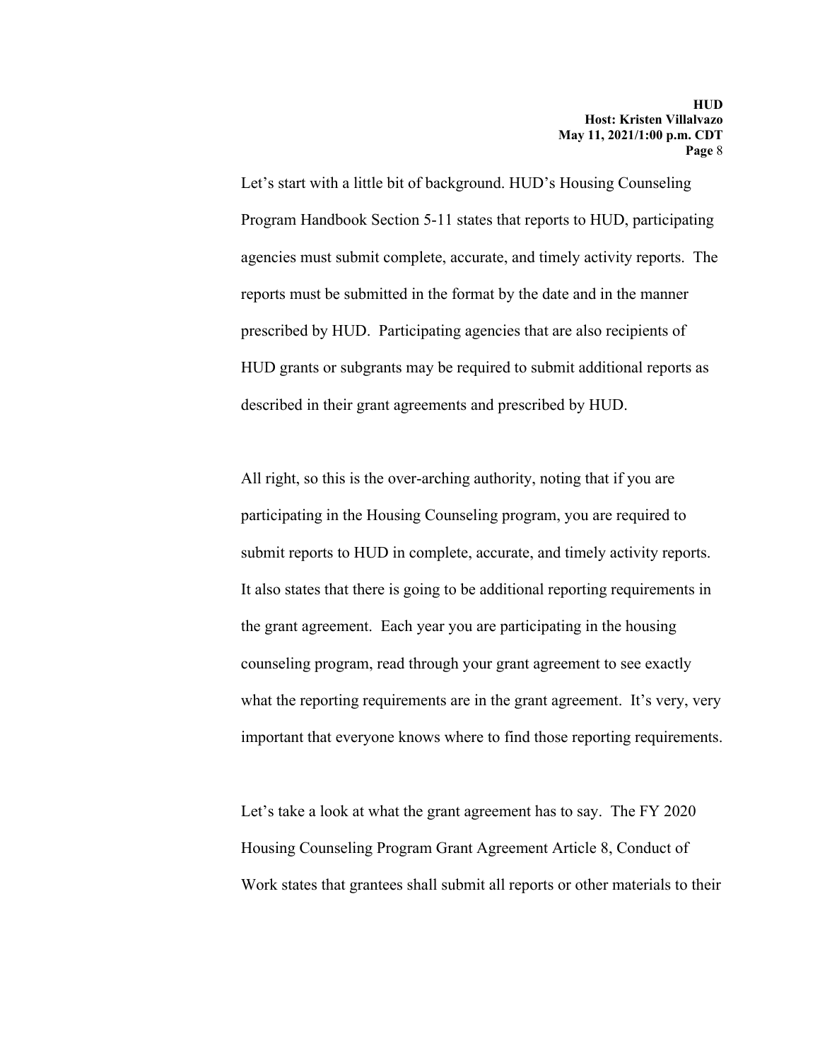Let's start with a little bit of background. HUD's Housing Counseling Program Handbook Section 5-11 states that reports to HUD, participating agencies must submit complete, accurate, and timely activity reports. The reports must be submitted in the format by the date and in the manner prescribed by HUD. Participating agencies that are also recipients of HUD grants or subgrants may be required to submit additional reports as described in their grant agreements and prescribed by HUD.

All right, so this is the over-arching authority, noting that if you are participating in the Housing Counseling program, you are required to submit reports to HUD in complete, accurate, and timely activity reports. It also states that there is going to be additional reporting requirements in the grant agreement. Each year you are participating in the housing counseling program, read through your grant agreement to see exactly what the reporting requirements are in the grant agreement. It's very, very important that everyone knows where to find those reporting requirements.

Let's take a look at what the grant agreement has to say. The FY 2020 Housing Counseling Program Grant Agreement Article 8, Conduct of Work states that grantees shall submit all reports or other materials to their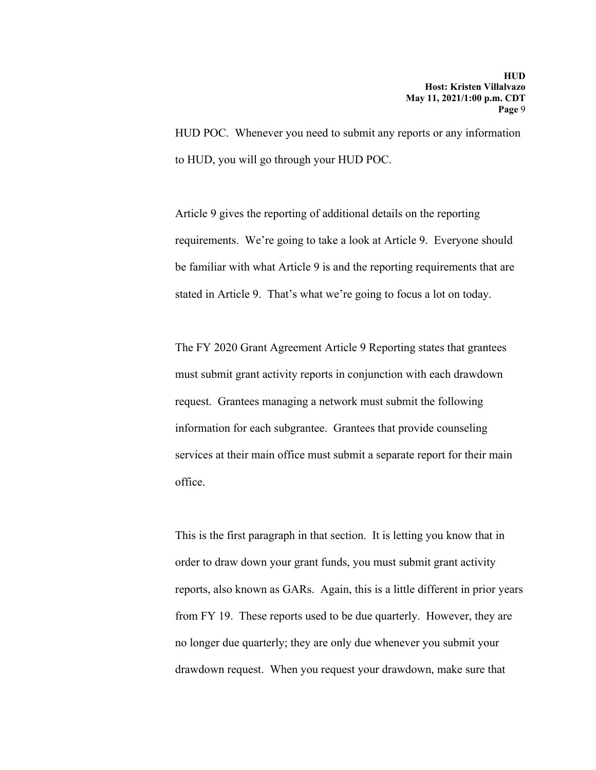HUD POC. Whenever you need to submit any reports or any information to HUD, you will go through your HUD POC.

Article 9 gives the reporting of additional details on the reporting requirements. We're going to take a look at Article 9. Everyone should be familiar with what Article 9 is and the reporting requirements that are stated in Article 9. That's what we're going to focus a lot on today.

The FY 2020 Grant Agreement Article 9 Reporting states that grantees must submit grant activity reports in conjunction with each drawdown request. Grantees managing a network must submit the following information for each subgrantee. Grantees that provide counseling services at their main office must submit a separate report for their main office.

This is the first paragraph in that section. It is letting you know that in order to draw down your grant funds, you must submit grant activity reports, also known as GARs. Again, this is a little different in prior years from FY 19. These reports used to be due quarterly. However, they are no longer due quarterly; they are only due whenever you submit your drawdown request. When you request your drawdown, make sure that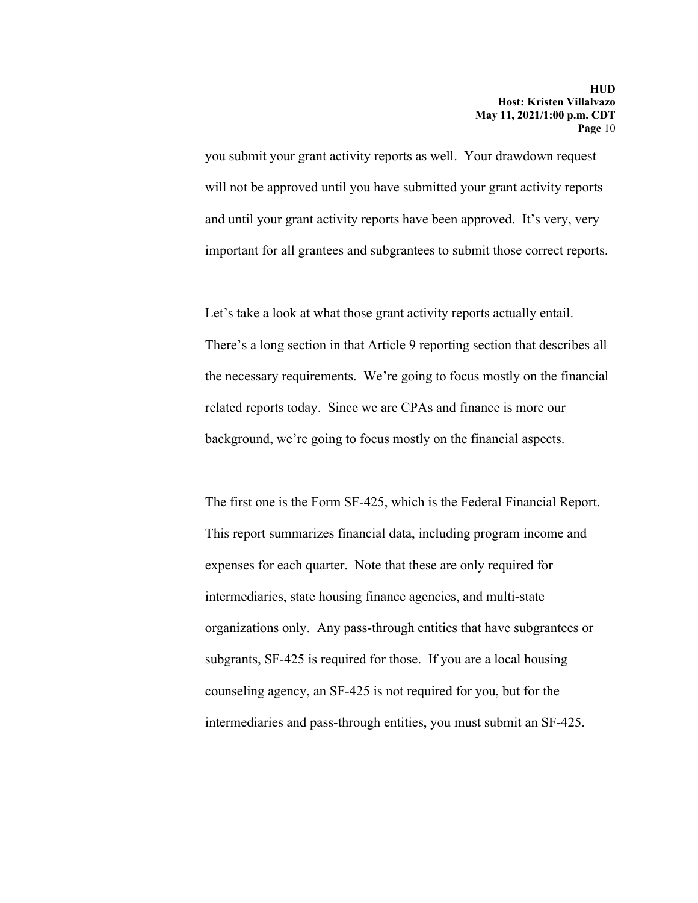you submit your grant activity reports as well. Your drawdown request will not be approved until you have submitted your grant activity reports and until your grant activity reports have been approved. It's very, very important for all grantees and subgrantees to submit those correct reports.

Let's take a look at what those grant activity reports actually entail. There's a long section in that Article 9 reporting section that describes all the necessary requirements. We're going to focus mostly on the financial related reports today. Since we are CPAs and finance is more our background, we're going to focus mostly on the financial aspects.

The first one is the Form SF-425, which is the Federal Financial Report. This report summarizes financial data, including program income and expenses for each quarter. Note that these are only required for intermediaries, state housing finance agencies, and multi-state organizations only. Any pass-through entities that have subgrantees or subgrants, SF-425 is required for those. If you are a local housing counseling agency, an SF-425 is not required for you, but for the intermediaries and pass-through entities, you must submit an SF-425.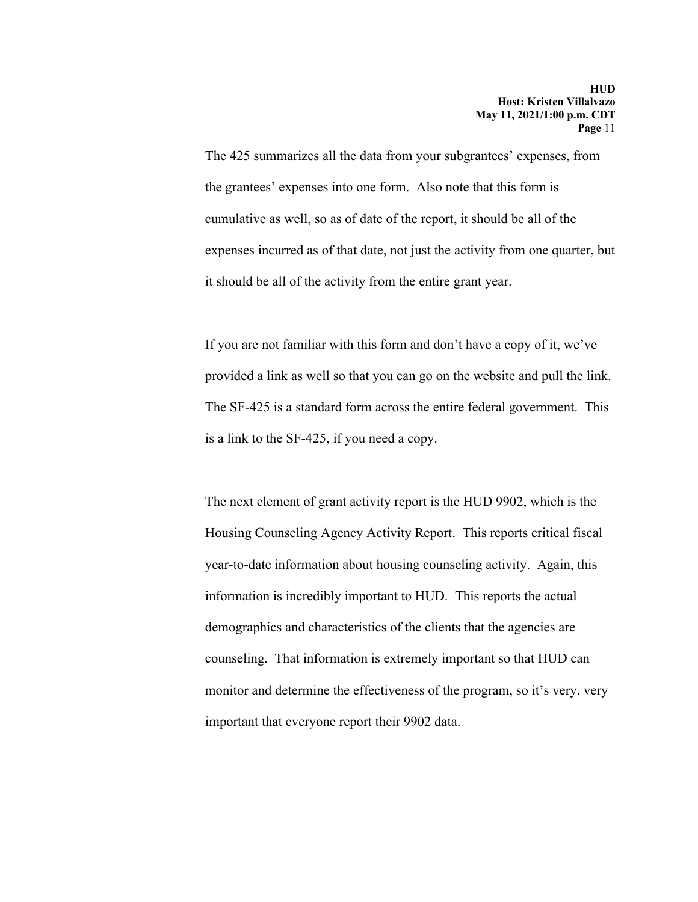The 425 summarizes all the data from your subgrantees' expenses, from the grantees' expenses into one form. Also note that this form is cumulative as well, so as of date of the report, it should be all of the expenses incurred as of that date, not just the activity from one quarter, but it should be all of the activity from the entire grant year.

If you are not familiar with this form and don't have a copy of it, we've provided a link as well so that you can go on the website and pull the link. The SF-425 is a standard form across the entire federal government. This is a link to the SF-425, if you need a copy.

The next element of grant activity report is the HUD 9902, which is the Housing Counseling Agency Activity Report. This reports critical fiscal year-to-date information about housing counseling activity. Again, this information is incredibly important to HUD. This reports the actual demographics and characteristics of the clients that the agencies are counseling. That information is extremely important so that HUD can monitor and determine the effectiveness of the program, so it's very, very important that everyone report their 9902 data.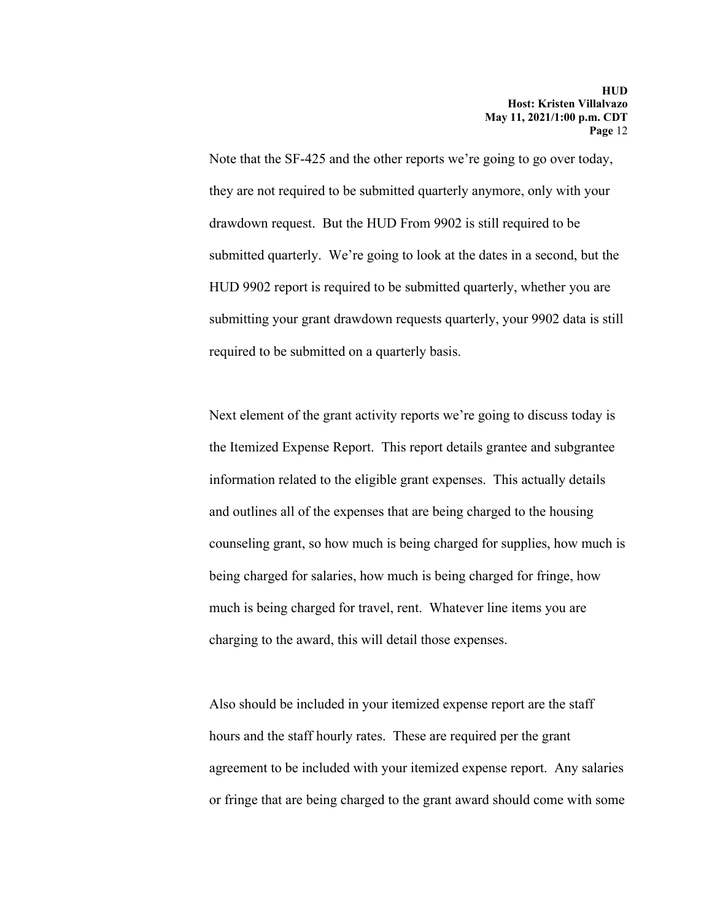Note that the SF-425 and the other reports we're going to go over today, they are not required to be submitted quarterly anymore, only with your drawdown request. But the HUD From 9902 is still required to be submitted quarterly. We're going to look at the dates in a second, but the HUD 9902 report is required to be submitted quarterly, whether you are submitting your grant drawdown requests quarterly, your 9902 data is still required to be submitted on a quarterly basis.

Next element of the grant activity reports we're going to discuss today is the Itemized Expense Report. This report details grantee and subgrantee information related to the eligible grant expenses. This actually details and outlines all of the expenses that are being charged to the housing counseling grant, so how much is being charged for supplies, how much is being charged for salaries, how much is being charged for fringe, how much is being charged for travel, rent. Whatever line items you are charging to the award, this will detail those expenses.

Also should be included in your itemized expense report are the staff hours and the staff hourly rates. These are required per the grant agreement to be included with your itemized expense report. Any salaries or fringe that are being charged to the grant award should come with some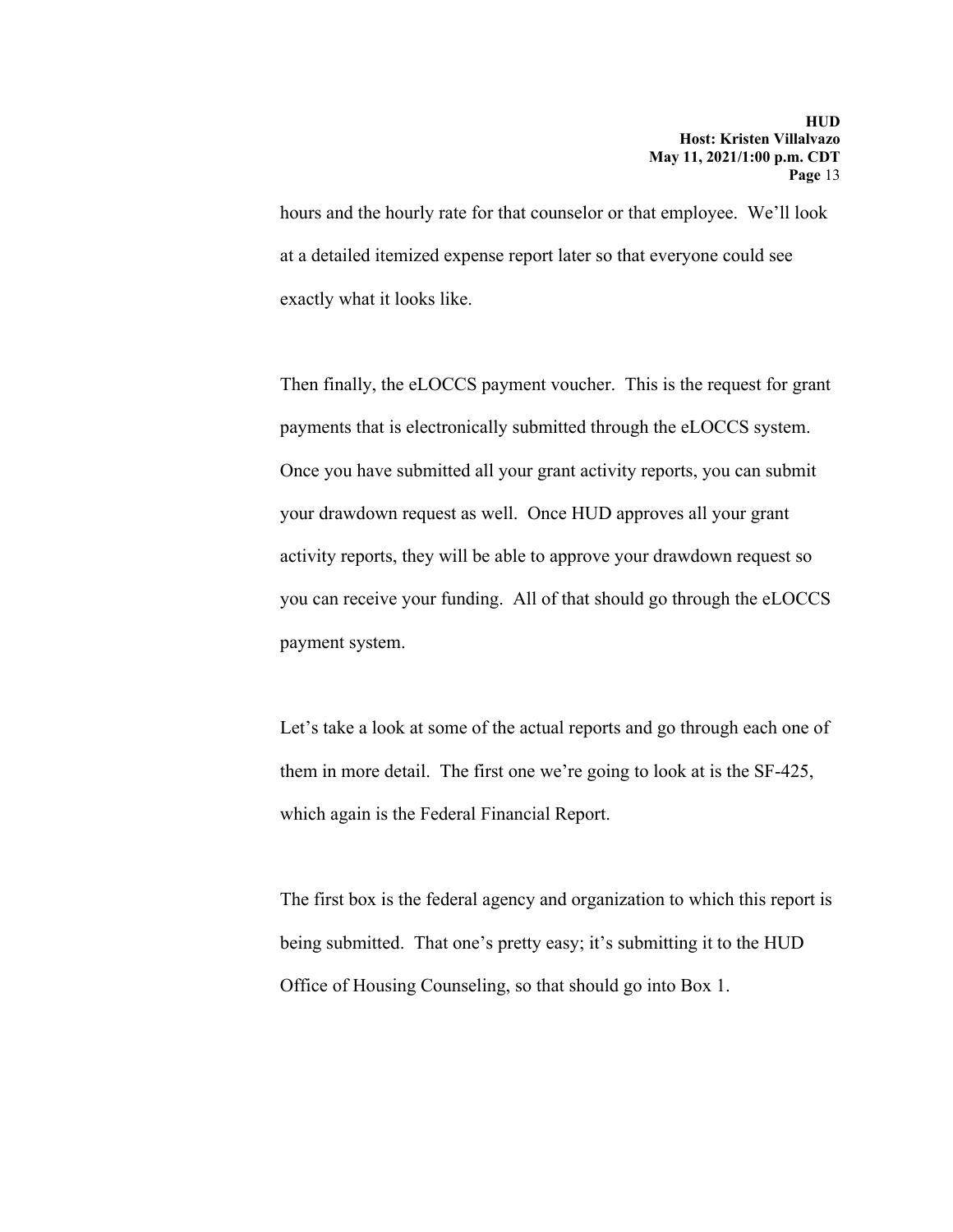hours and the hourly rate for that counselor or that employee. We'll look at a detailed itemized expense report later so that everyone could see exactly what it looks like.

Then finally, the eLOCCS payment voucher. This is the request for grant payments that is electronically submitted through the eLOCCS system. Once you have submitted all your grant activity reports, you can submit your drawdown request as well. Once HUD approves all your grant activity reports, they will be able to approve your drawdown request so you can receive your funding. All of that should go through the eLOCCS payment system.

Let's take a look at some of the actual reports and go through each one of them in more detail. The first one we're going to look at is the SF-425, which again is the Federal Financial Report.

The first box is the federal agency and organization to which this report is being submitted. That one's pretty easy; it's submitting it to the HUD Office of Housing Counseling, so that should go into Box 1.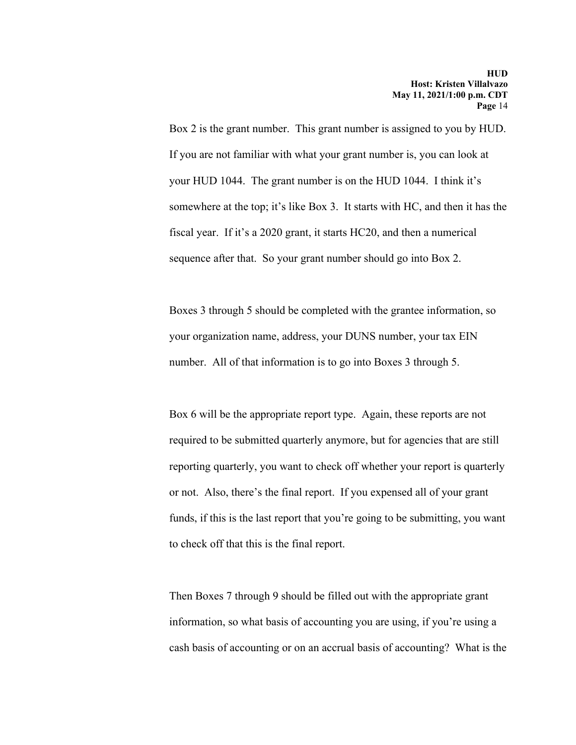Box 2 is the grant number. This grant number is assigned to you by HUD. If you are not familiar with what your grant number is, you can look at your HUD 1044. The grant number is on the HUD 1044. I think it's somewhere at the top; it's like Box 3. It starts with HC, and then it has the fiscal year. If it's a 2020 grant, it starts HC20, and then a numerical sequence after that. So your grant number should go into Box 2.

Boxes 3 through 5 should be completed with the grantee information, so your organization name, address, your DUNS number, your tax EIN number. All of that information is to go into Boxes 3 through 5.

Box 6 will be the appropriate report type. Again, these reports are not required to be submitted quarterly anymore, but for agencies that are still reporting quarterly, you want to check off whether your report is quarterly or not. Also, there's the final report. If you expensed all of your grant funds, if this is the last report that you're going to be submitting, you want to check off that this is the final report.

Then Boxes 7 through 9 should be filled out with the appropriate grant information, so what basis of accounting you are using, if you're using a cash basis of accounting or on an accrual basis of accounting? What is the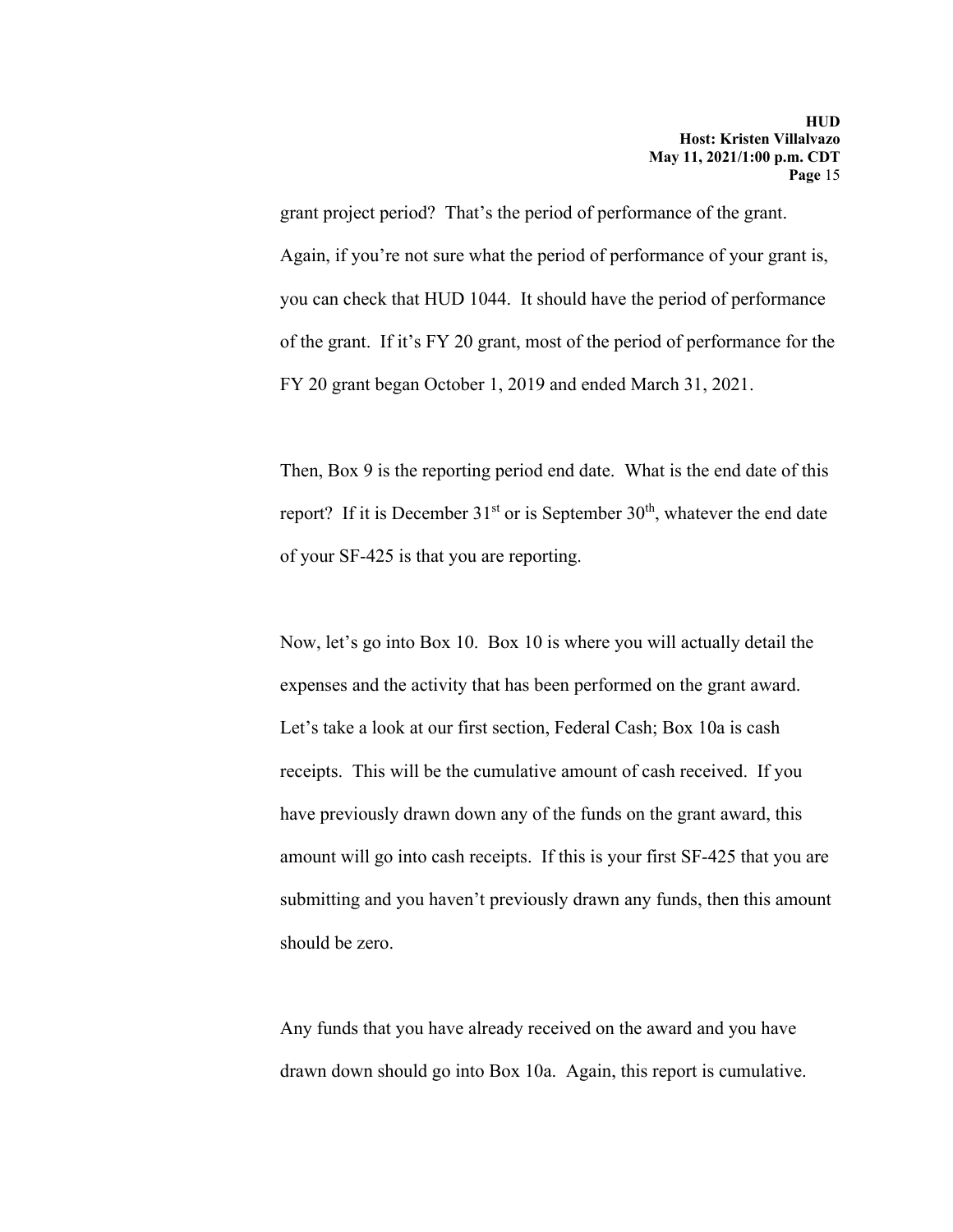grant project period? That's the period of performance of the grant. Again, if you're not sure what the period of performance of your grant is, you can check that HUD 1044. It should have the period of performance of the grant. If it's FY 20 grant, most of the period of performance for the FY 20 grant began October 1, 2019 and ended March 31, 2021.

Then, Box 9 is the reporting period end date. What is the end date of this report? If it is December 31st or is September 30th, whatever the end date of your SF-425 is that you are reporting.

Now, let's go into Box 10. Box 10 is where you will actually detail the expenses and the activity that has been performed on the grant award. Let's take a look at our first section, Federal Cash; Box 10a is cash receipts. This will be the cumulative amount of cash received. If you have previously drawn down any of the funds on the grant award, this amount will go into cash receipts. If this is your first SF-425 that you are submitting and you haven't previously drawn any funds, then this amount should be zero.

Any funds that you have already received on the award and you have drawn down should go into Box 10a. Again, this report is cumulative.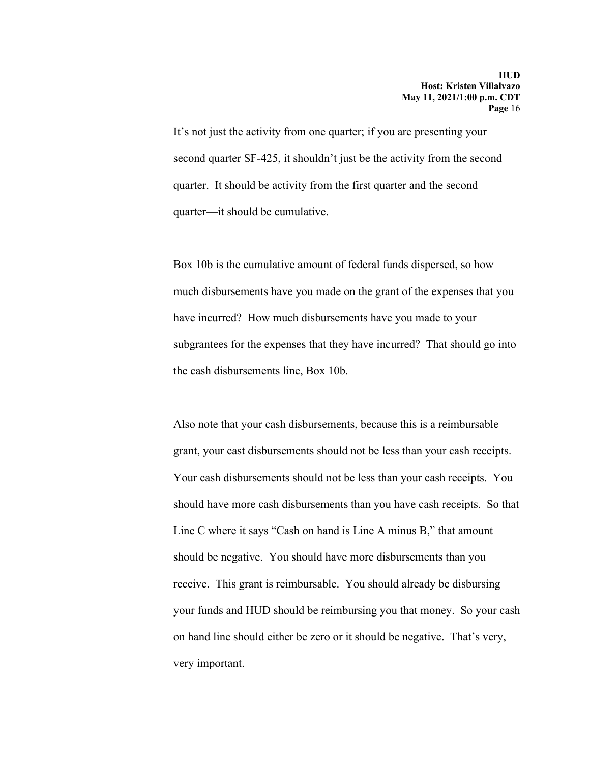It's not just the activity from one quarter; if you are presenting your second quarter SF-425, it shouldn't just be the activity from the second quarter. It should be activity from the first quarter and the second quarter—it should be cumulative.

Box 10b is the cumulative amount of federal funds dispersed, so how much disbursements have you made on the grant of the expenses that you have incurred? How much disbursements have you made to your subgrantees for the expenses that they have incurred? That should go into the cash disbursements line, Box 10b.

Also note that your cash disbursements, because this is a reimbursable grant, your cast disbursements should not be less than your cash receipts. Your cash disbursements should not be less than your cash receipts. You should have more cash disbursements than you have cash receipts. So that Line C where it says "Cash on hand is Line A minus B," that amount should be negative. You should have more disbursements than you receive. This grant is reimbursable. You should already be disbursing your funds and HUD should be reimbursing you that money. So your cash on hand line should either be zero or it should be negative. That's very, very important.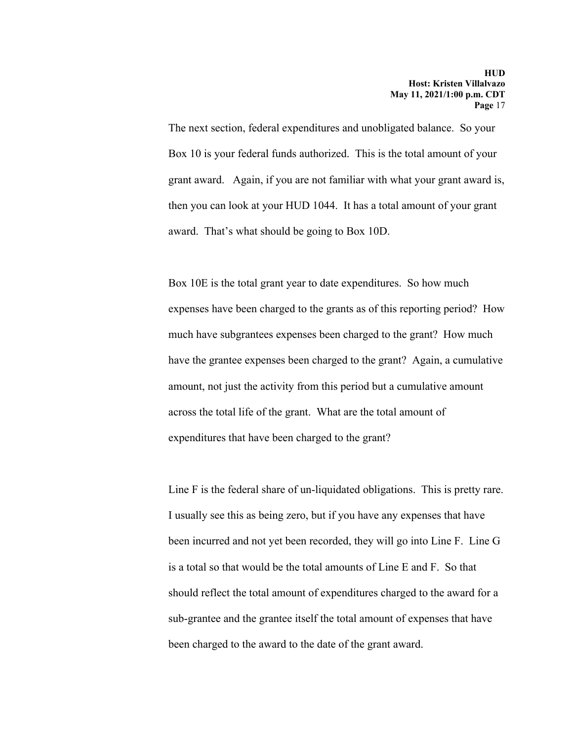The next section, federal expenditures and unobligated balance. So your Box 10 is your federal funds authorized. This is the total amount of your grant award. Again, if you are not familiar with what your grant award is, then you can look at your HUD 1044. It has a total amount of your grant award. That's what should be going to Box 10D.

Box 10E is the total grant year to date expenditures. So how much expenses have been charged to the grants as of this reporting period? How much have subgrantees expenses been charged to the grant? How much have the grantee expenses been charged to the grant? Again, a cumulative amount, not just the activity from this period but a cumulative amount across the total life of the grant. What are the total amount of expenditures that have been charged to the grant?

Line F is the federal share of un-liquidated obligations. This is pretty rare. I usually see this as being zero, but if you have any expenses that have been incurred and not yet been recorded, they will go into Line F. Line G is a total so that would be the total amounts of Line E and F. So that should reflect the total amount of expenditures charged to the award for a sub-grantee and the grantee itself the total amount of expenses that have been charged to the award to the date of the grant award.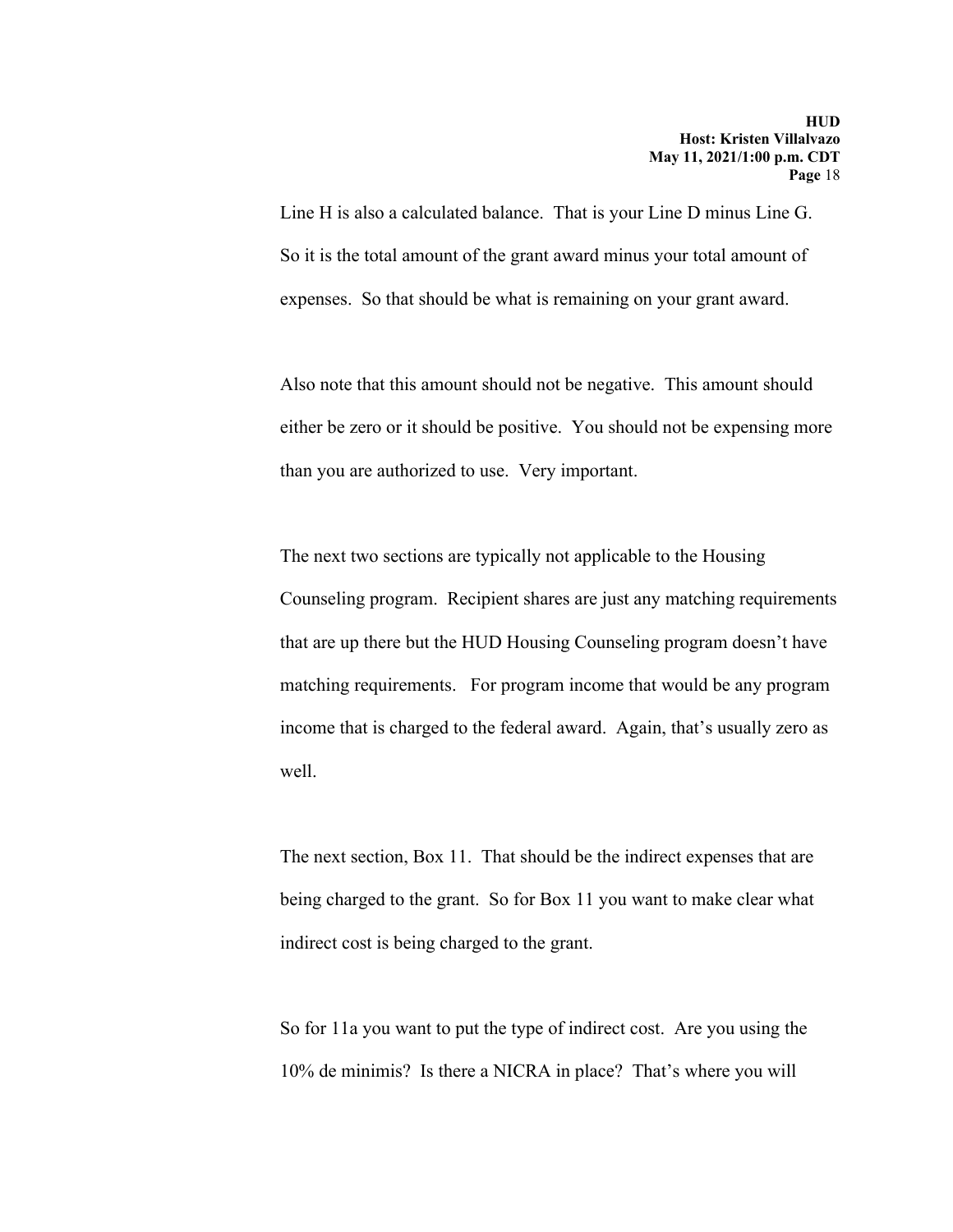Line H is also a calculated balance. That is your Line D minus Line G. So it is the total amount of the grant award minus your total amount of expenses. So that should be what is remaining on your grant award.

Also note that this amount should not be negative. This amount should either be zero or it should be positive. You should not be expensing more than you are authorized to use. Very important.

The next two sections are typically not applicable to the Housing Counseling program. Recipient shares are just any matching requirements that are up there but the HUD Housing Counseling program doesn't have matching requirements. For program income that would be any program income that is charged to the federal award. Again, that's usually zero as well.

The next section, Box 11. That should be the indirect expenses that are being charged to the grant. So for Box 11 you want to make clear what indirect cost is being charged to the grant.

So for 11a you want to put the type of indirect cost. Are you using the 10% de minimis? Is there a NICRA in place? That's where you will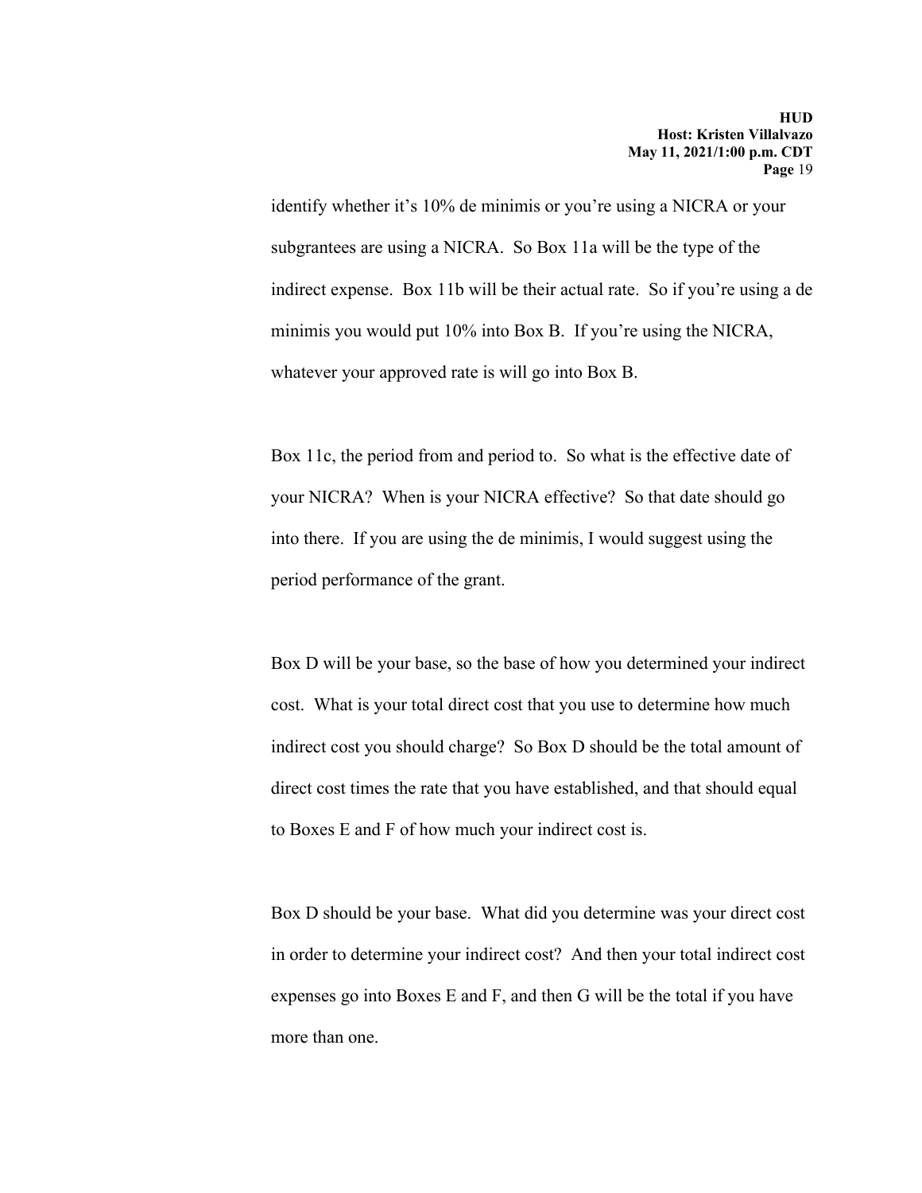identify whether it's 10% de minimis or you're using a NICRA or your subgrantees are using a NICRA. So Box 11a will be the type of the indirect expense. Box 11b will be their actual rate. So if you're using a de minimis you would put 10% into Box B. If you're using the NICRA, whatever your approved rate is will go into Box B.

Box 11c, the period from and period to. So what is the effective date of your NICRA? When is your NICRA effective? So that date should go into there. If you are using the de minimis, I would suggest using the period performance of the grant.

Box D will be your base, so the base of how you determined your indirect cost. What is your total direct cost that you use to determine how much indirect cost you should charge? So Box D should be the total amount of direct cost times the rate that you have established, and that should equal to Boxes E and F of how much your indirect cost is.

Box D should be your base. What did you determine was your direct cost in order to determine your indirect cost? And then your total indirect cost expenses go into Boxes E and F, and then G will be the total if you have more than one.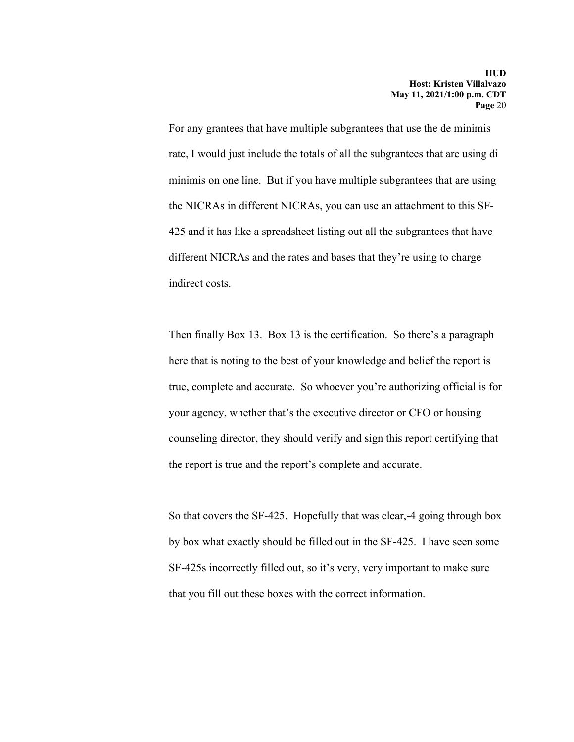For any grantees that have multiple subgrantees that use the de minimis rate, I would just include the totals of all the subgrantees that are using di minimis on one line. But if you have multiple subgrantees that are using the NICRAs in different NICRAs, you can use an attachment to this SF-425 and it has like a spreadsheet listing out all the subgrantees that have different NICRAs and the rates and bases that they're using to charge indirect costs.

Then finally Box 13. Box 13 is the certification. So there's a paragraph here that is noting to the best of your knowledge and belief the report is true, complete and accurate. So whoever you're authorizing official is for your agency, whether that's the executive director or CFO or housing counseling director, they should verify and sign this report certifying that the report is true and the report's complete and accurate.

So that covers the SF-425. Hopefully that was clear,-4 going through box by box what exactly should be filled out in the SF-425. I have seen some SF-425s incorrectly filled out, so it's very, very important to make sure that you fill out these boxes with the correct information.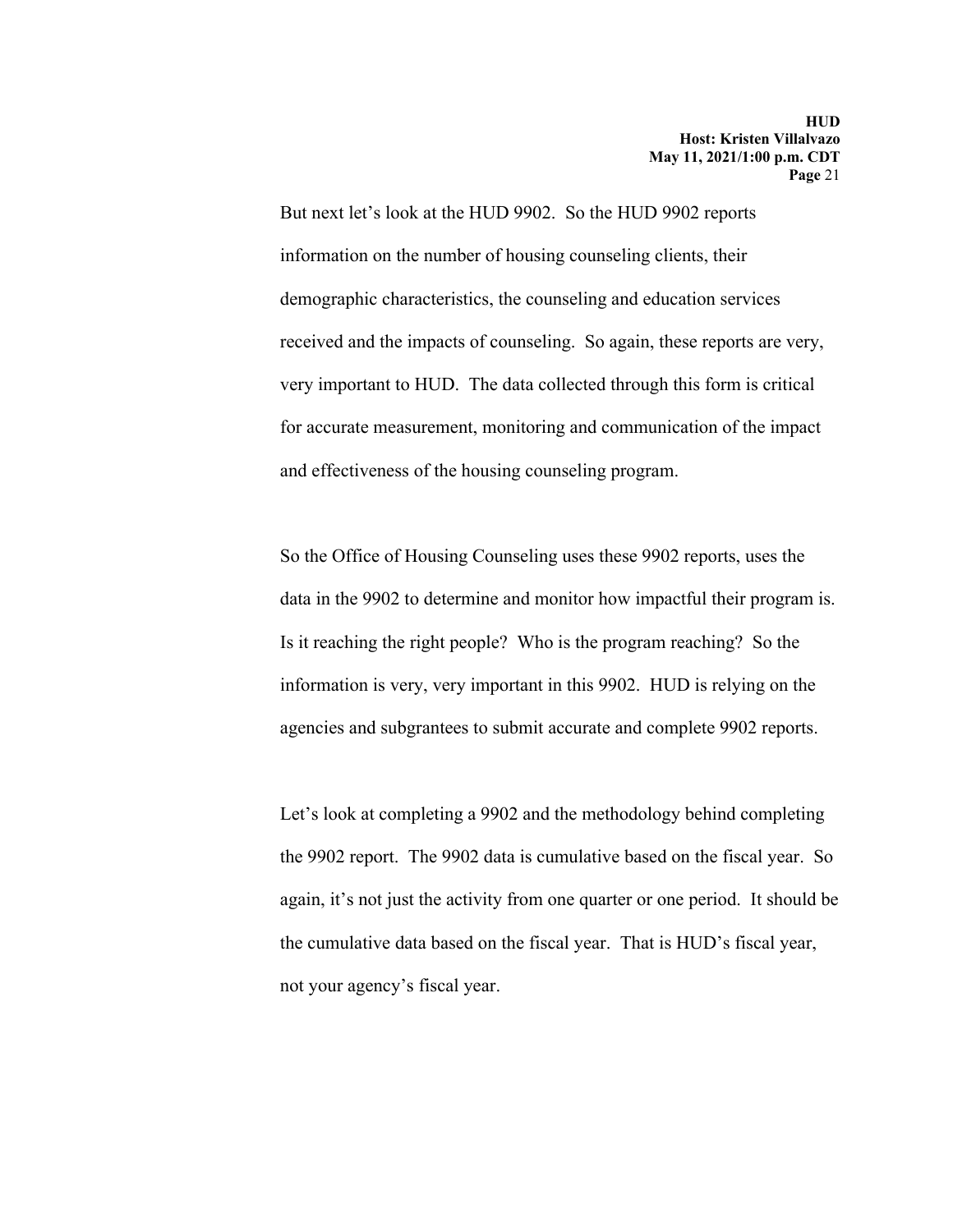But next let's look at the HUD 9902. So the HUD 9902 reports information on the number of housing counseling clients, their demographic characteristics, the counseling and education services received and the impacts of counseling. So again, these reports are very, very important to HUD. The data collected through this form is critical for accurate measurement, monitoring and communication of the impact and effectiveness of the housing counseling program.

So the Office of Housing Counseling uses these 9902 reports, uses the data in the 9902 to determine and monitor how impactful their program is. Is it reaching the right people? Who is the program reaching? So the information is very, very important in this 9902. HUD is relying on the agencies and subgrantees to submit accurate and complete 9902 reports.

Let's look at completing a 9902 and the methodology behind completing the 9902 report. The 9902 data is cumulative based on the fiscal year. So again, it's not just the activity from one quarter or one period. It should be the cumulative data based on the fiscal year. That is HUD's fiscal year, not your agency's fiscal year.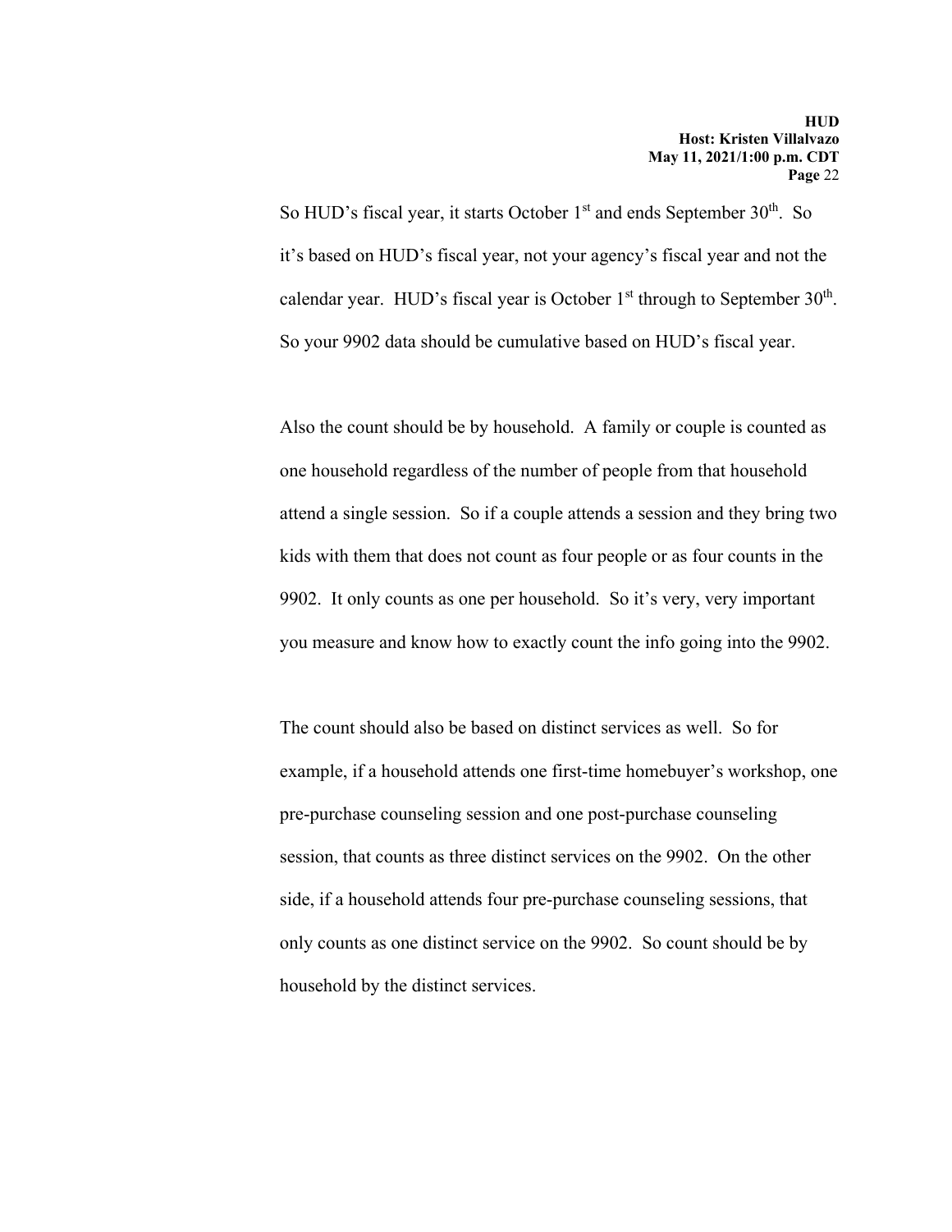So HUD's fiscal year, it starts October 1st and ends September 30th. So it's based on HUD's fiscal year, not your agency's fiscal year and not the calendar year. HUD's fiscal year is October 1st through to September 30th. So your 9902 data should be cumulative based on HUD's fiscal year.

Also the count should be by household. A family or couple is counted as one household regardless of the number of people from that household attend a single session. So if a couple attends a session and they bring two kids with them that does not count as four people or as four counts in the 9902. It only counts as one per household. So it's very, very important you measure and know how to exactly count the info going into the 9902.

The count should also be based on distinct services as well. So for example, if a household attends one first-time homebuyer's workshop, one pre-purchase counseling session and one post-purchase counseling session, that counts as three distinct services on the 9902. On the other side, if a household attends four pre-purchase counseling sessions, that only counts as one distinct service on the 9902. So count should be by household by the distinct services.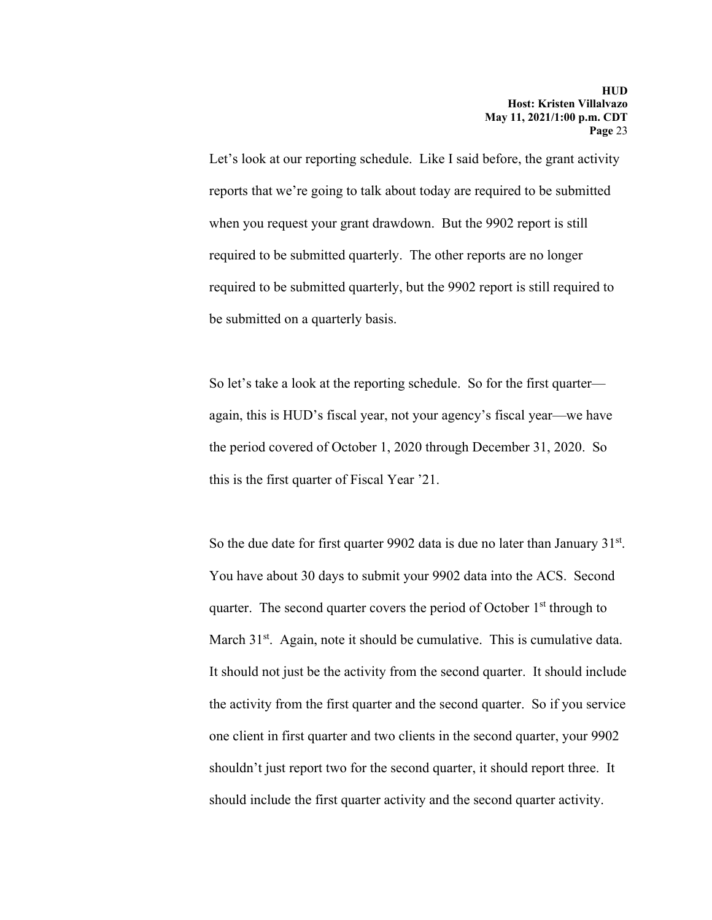Let's look at our reporting schedule. Like I said before, the grant activity reports that we're going to talk about today are required to be submitted when you request your grant drawdown. But the 9902 report is still required to be submitted quarterly. The other reports are no longer required to be submitted quarterly, but the 9902 report is still required to be submitted on a quarterly basis.

So let's take a look at the reporting schedule. So for the first quarter—again, this is HUD's fiscal year, not your agency's fiscal year—we have the period covered of October 1, 2020 through December 31, 2020. So this is the first quarter of Fiscal Year '21.

So the due date for first quarter 9902 data is due no later than January 31st. You have about 30 days to submit your 9902 data into the ACS. Second quarter. The second quarter covers the period of October 1st through to March 31st. Again, note it should be cumulative. This is cumulative data. It should not just be the activity from the second quarter. It should include the activity from the first quarter and the second quarter. So if you service one client in first quarter and two clients in the second quarter, your 9902 shouldn't just report two for the second quarter, it should report three. It should include the first quarter activity and the second quarter activity.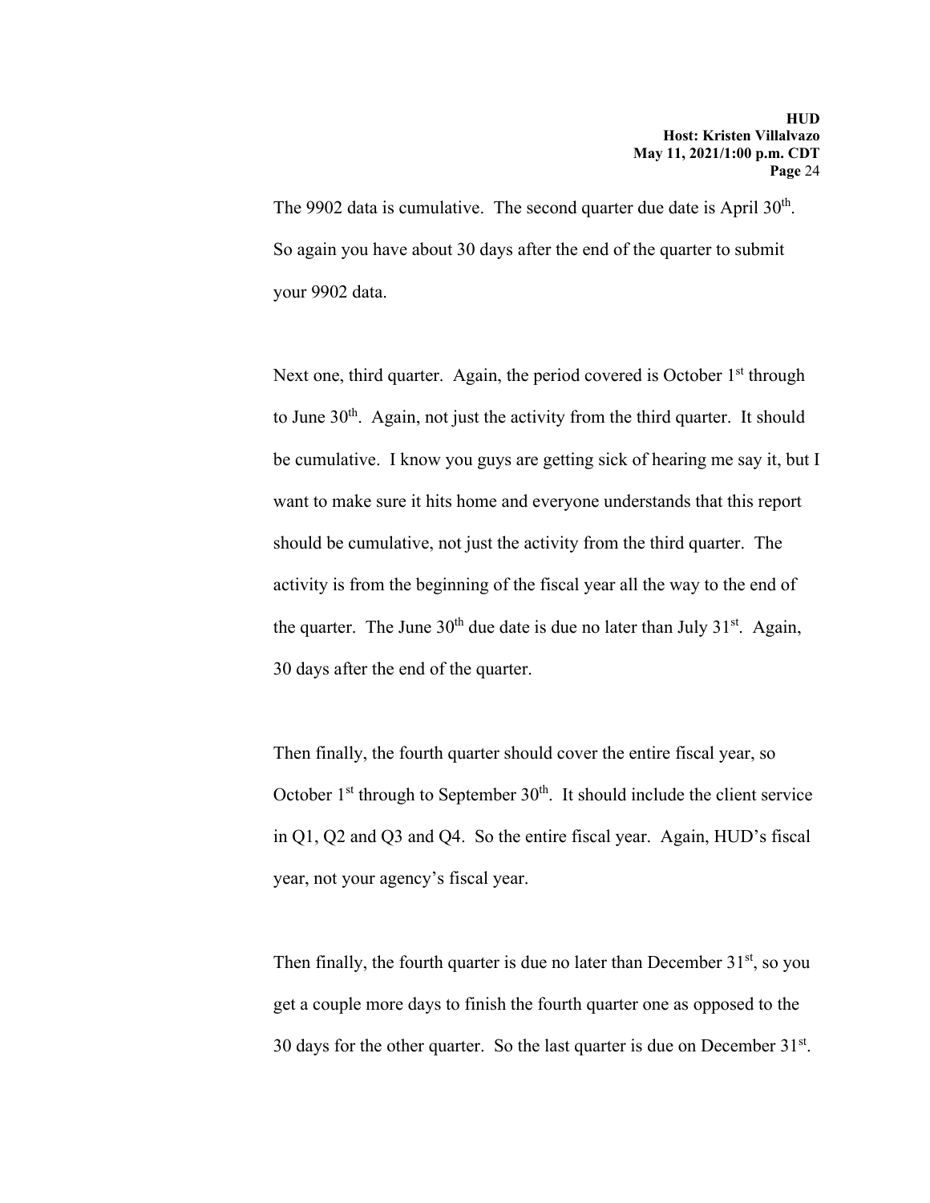The 9902 data is cumulative. The second quarter due date is April 30th. So again you have about 30 days after the end of the quarter to submit your 9902 data.

Next one, third quarter. Again, the period covered is October 1st through to June 30th. Again, not just the activity from the third quarter. It should be cumulative. I know you guys are getting sick of hearing me say it, but I want to make sure it hits home and everyone understands that this report should be cumulative, not just the activity from the third quarter. The activity is from the beginning of the fiscal year all the way to the end of the quarter. The June 30th due date is due no later than July 31st. Again, 30 days after the end of the quarter.

Then finally, the fourth quarter should cover the entire fiscal year, so October 1st through to September 30th. It should include the client service in Q1, Q2 and Q3 and Q4. So the entire fiscal year. Again, HUD's fiscal year, not your agency's fiscal year.

Then finally, the fourth quarter is due no later than December 31st, so you get a couple more days to finish the fourth quarter one as opposed to the 30 days for the other quarter. So the last quarter is due on December 31st.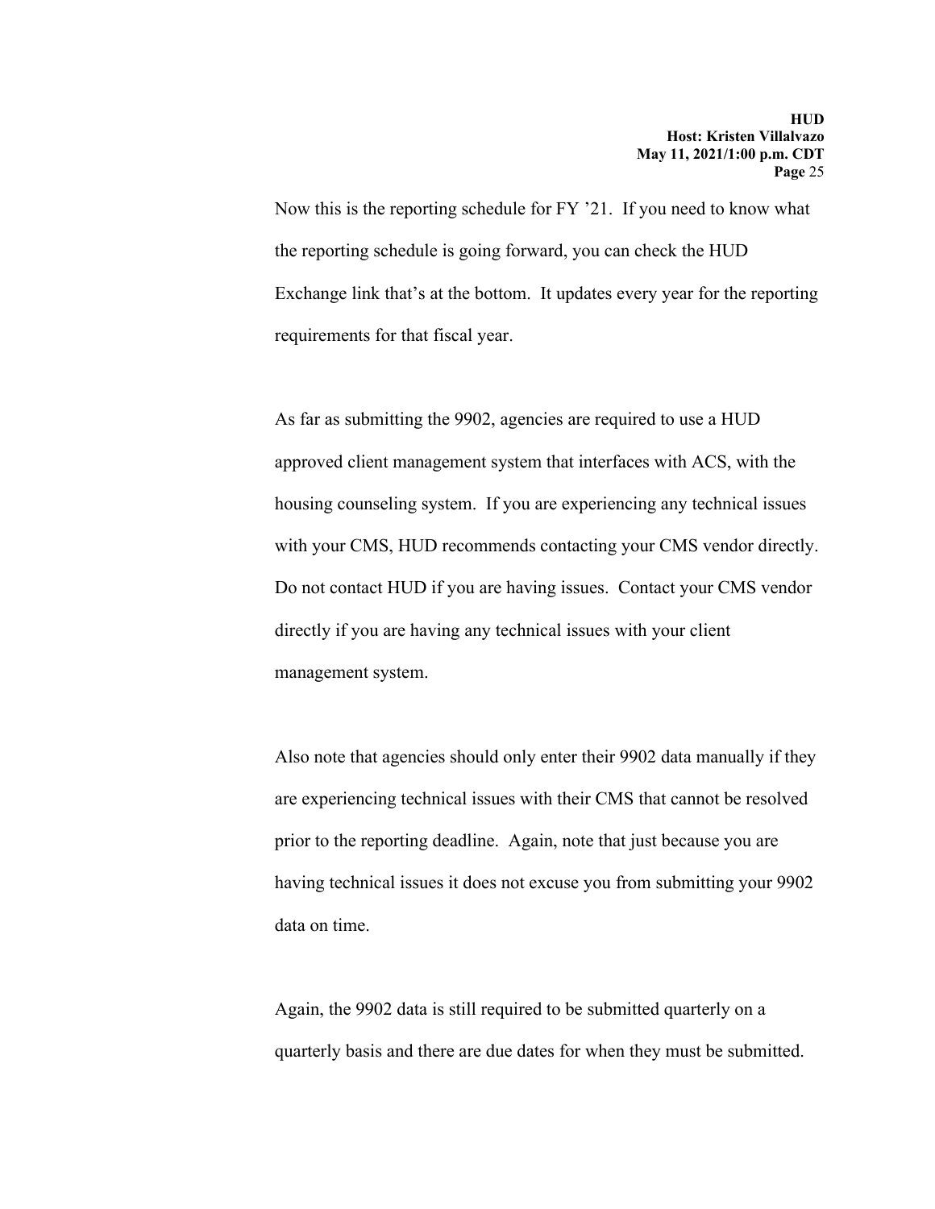Now this is the reporting schedule for FY '21. If you need to know what the reporting schedule is going forward, you can check the HUD Exchange link that's at the bottom. It updates every year for the reporting requirements for that fiscal year.

As far as submitting the 9902, agencies are required to use a HUD approved client management system that interfaces with ACS, with the housing counseling system. If you are experiencing any technical issues with your CMS, HUD recommends contacting your CMS vendor directly. Do not contact HUD if you are having issues. Contact your CMS vendor directly if you are having any technical issues with your client management system.

Also note that agencies should only enter their 9902 data manually if they are experiencing technical issues with their CMS that cannot be resolved prior to the reporting deadline. Again, note that just because you are having technical issues it does not excuse you from submitting your 9902 data on time.

Again, the 9902 data is still required to be submitted quarterly on a quarterly basis and there are due dates for when they must be submitted.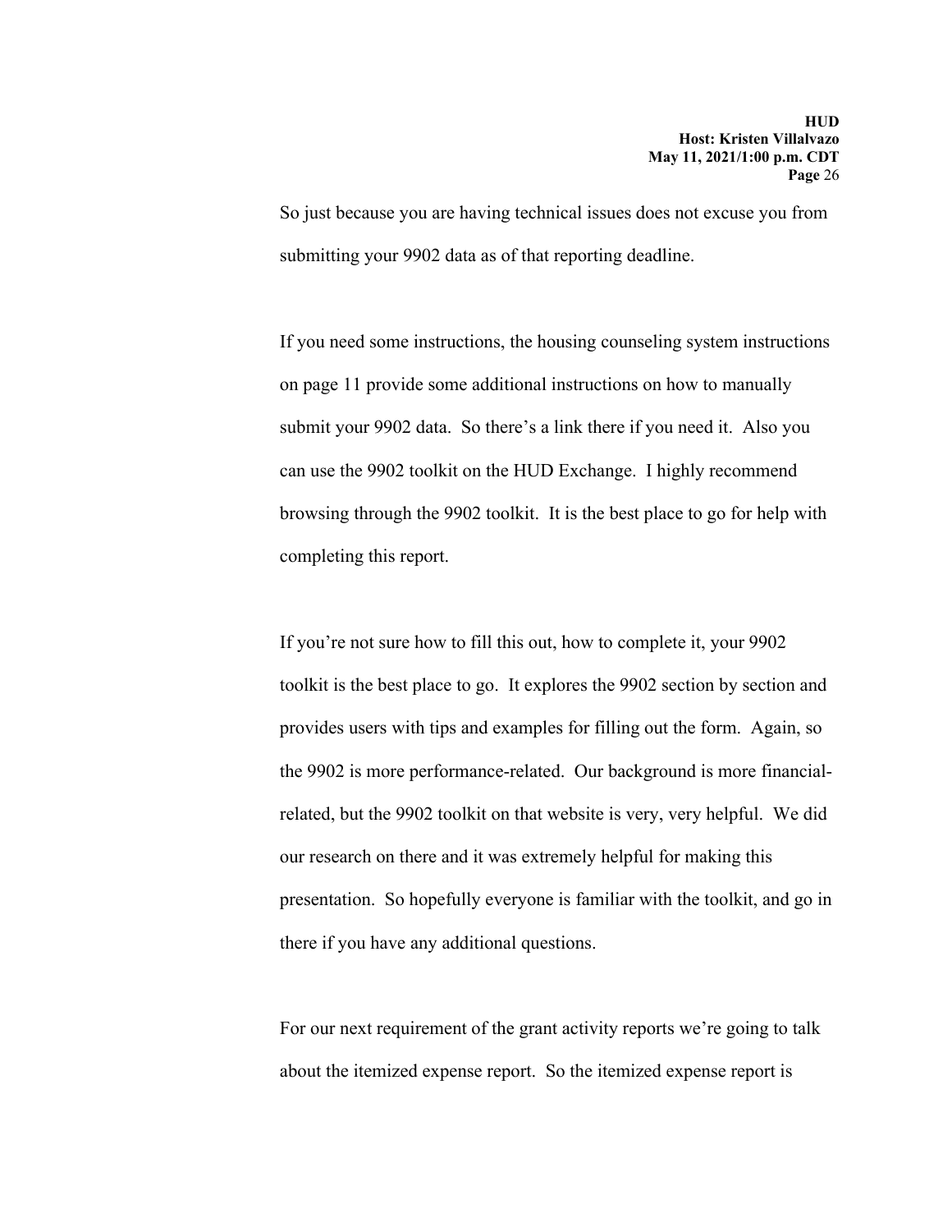So just because you are having technical issues does not excuse you from submitting your 9902 data as of that reporting deadline.

If you need some instructions, the housing counseling system instructions on page 11 provide some additional instructions on how to manually submit your 9902 data. So there's a link there if you need it. Also you can use the 9902 toolkit on the HUD Exchange. I highly recommend browsing through the 9902 toolkit. It is the best place to go for help with completing this report.

If you're not sure how to fill this out, how to complete it, your 9902 toolkit is the best place to go. It explores the 9902 section by section and provides users with tips and examples for filling out the form. Again, so the 9902 is more performance-related. Our background is more financial-related, but the 9902 toolkit on that website is very, very helpful. We did our research on there and it was extremely helpful for making this presentation. So hopefully everyone is familiar with the toolkit, and go in there if you have any additional questions.

For our next requirement of the grant activity reports we're going to talk about the itemized expense report. So the itemized expense report is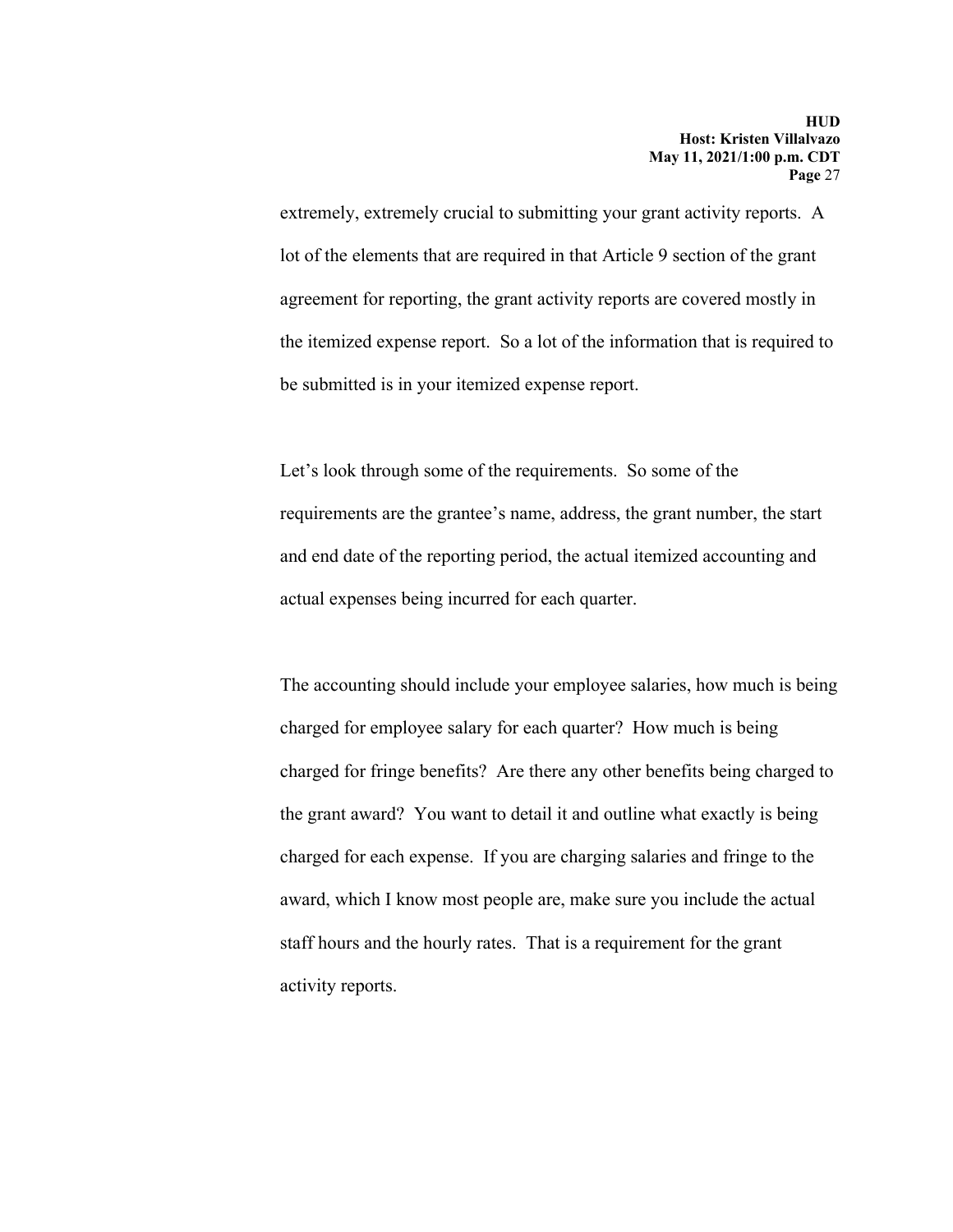extremely, extremely crucial to submitting your grant activity reports. A lot of the elements that are required in that Article 9 section of the grant agreement for reporting, the grant activity reports are covered mostly in the itemized expense report. So a lot of the information that is required to be submitted is in your itemized expense report.

Let's look through some of the requirements. So some of the requirements are the grantee's name, address, the grant number, the start and end date of the reporting period, the actual itemized accounting and actual expenses being incurred for each quarter.

The accounting should include your employee salaries, how much is being charged for employee salary for each quarter? How much is being charged for fringe benefits? Are there any other benefits being charged to the grant award? You want to detail it and outline what exactly is being charged for each expense. If you are charging salaries and fringe to the award, which I know most people are, make sure you include the actual staff hours and the hourly rates. That is a requirement for the grant activity reports.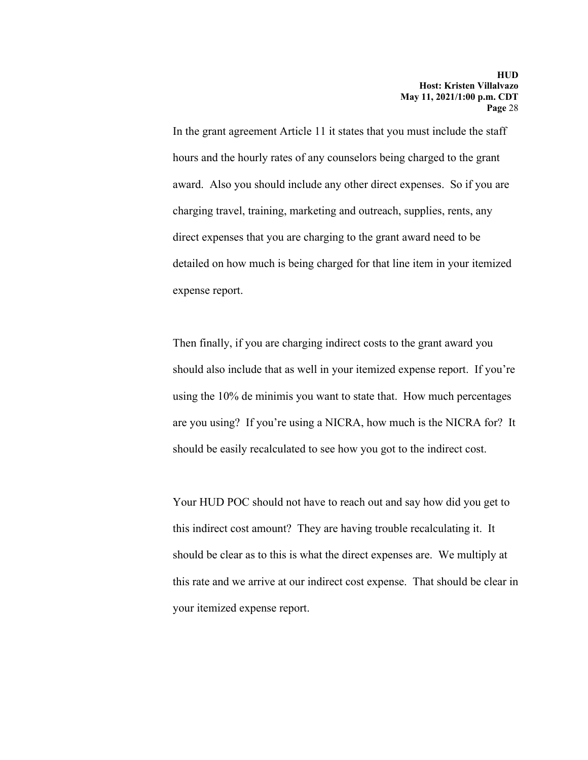In the grant agreement Article 11 it states that you must include the staff hours and the hourly rates of any counselors being charged to the grant award. Also you should include any other direct expenses. So if you are charging travel, training, marketing and outreach, supplies, rents, any direct expenses that you are charging to the grant award need to be detailed on how much is being charged for that line item in your itemized expense report.

Then finally, if you are charging indirect costs to the grant award you should also include that as well in your itemized expense report. If you're using the 10% de minimis you want to state that. How much percentages are you using? If you're using a NICRA, how much is the NICRA for? It should be easily recalculated to see how you got to the indirect cost.

Your HUD POC should not have to reach out and say how did you get to this indirect cost amount? They are having trouble recalculating it. It should be clear as to this is what the direct expenses are. We multiply at this rate and we arrive at our indirect cost expense. That should be clear in your itemized expense report.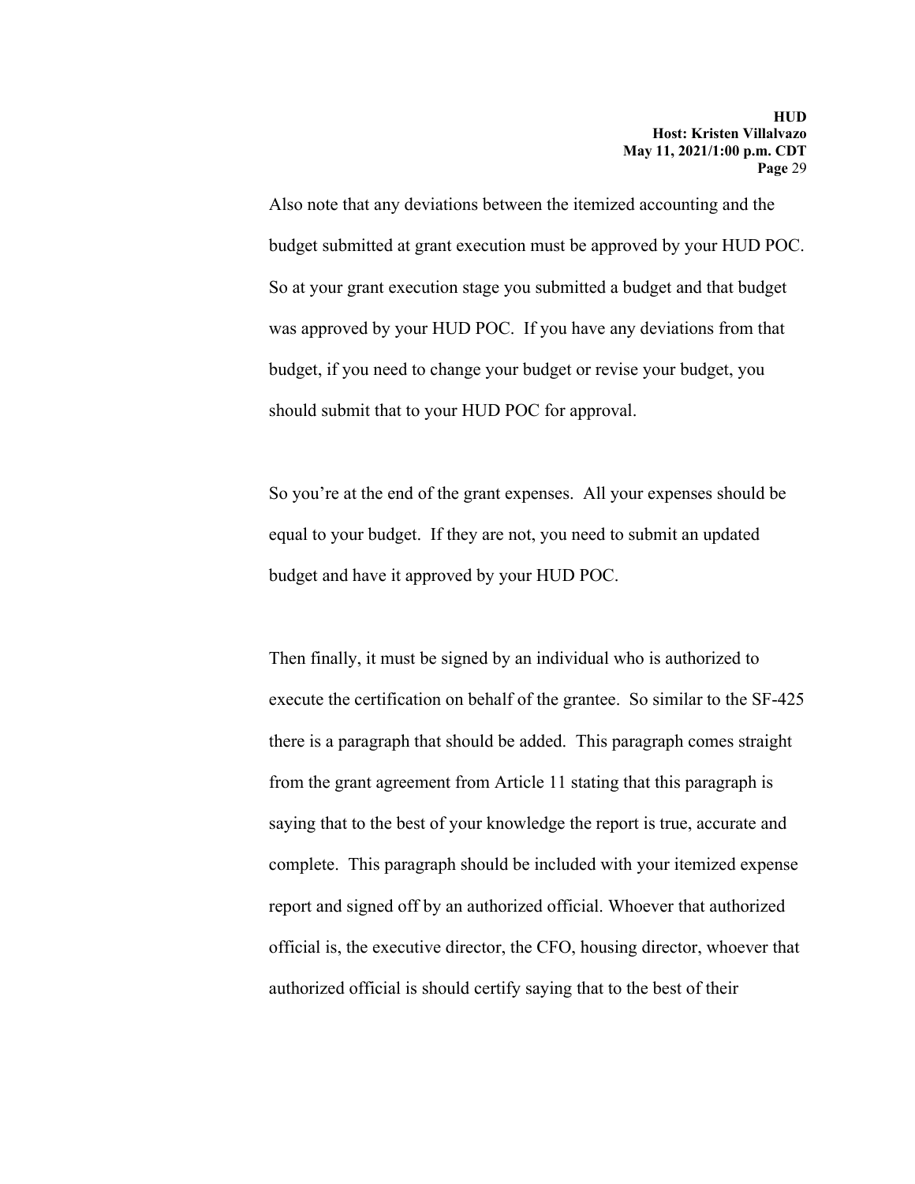Also note that any deviations between the itemized accounting and the budget submitted at grant execution must be approved by your HUD POC. So at your grant execution stage you submitted a budget and that budget was approved by your HUD POC. If you have any deviations from that budget, if you need to change your budget or revise your budget, you should submit that to your HUD POC for approval.

So you're at the end of the grant expenses. All your expenses should be equal to your budget. If they are not, you need to submit an updated budget and have it approved by your HUD POC.

Then finally, it must be signed by an individual who is authorized to execute the certification on behalf of the grantee. So similar to the SF-425 there is a paragraph that should be added. This paragraph comes straight from the grant agreement from Article 11 stating that this paragraph is saying that to the best of your knowledge the report is true, accurate and complete. This paragraph should be included with your itemized expense report and signed off by an authorized official. Whoever that authorized official is, the executive director, the CFO, housing director, whoever that authorized official is should certify saying that to the best of their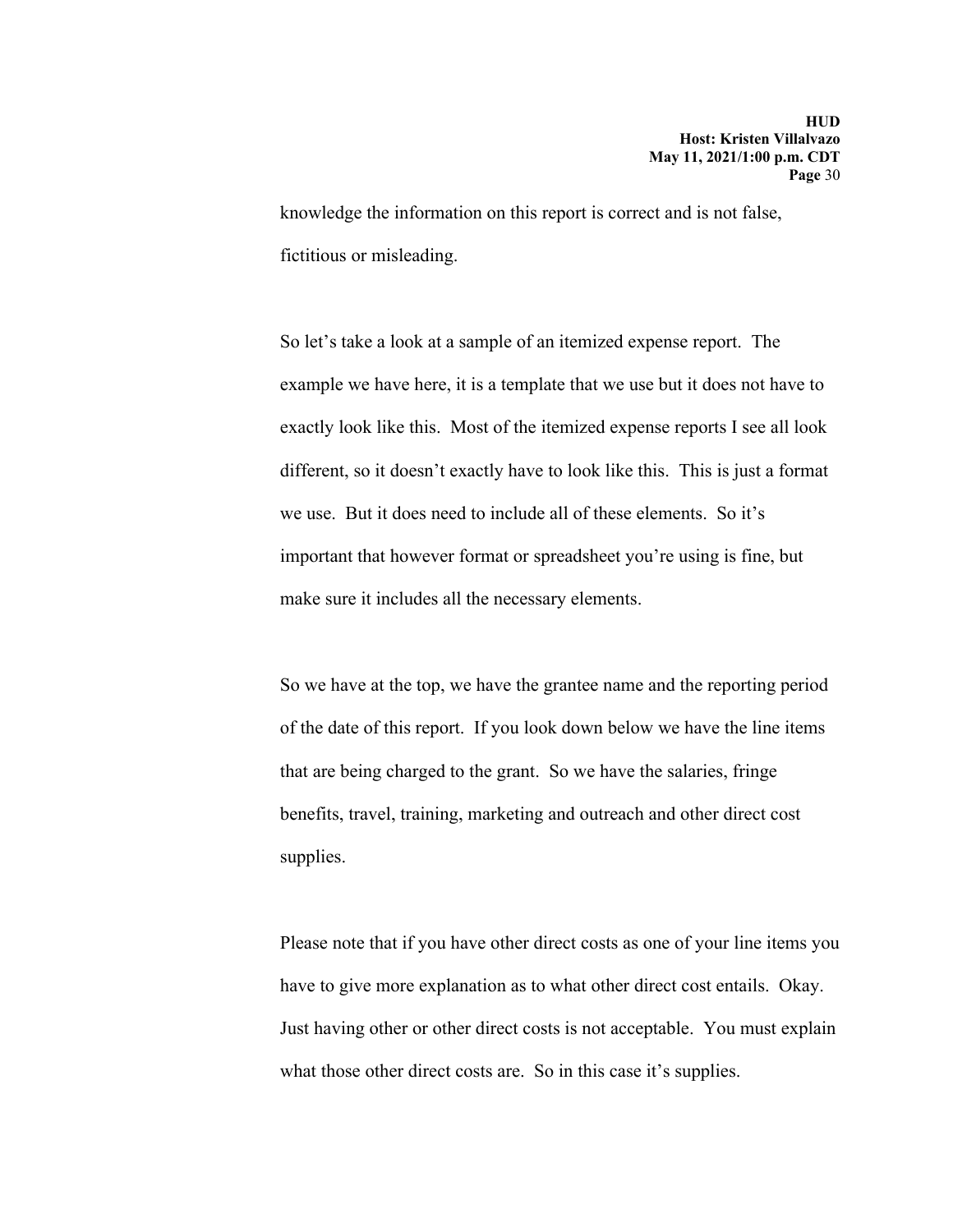knowledge the information on this report is correct and is not false, fictitious or misleading.

So let's take a look at a sample of an itemized expense report. The example we have here, it is a template that we use but it does not have to exactly look like this. Most of the itemized expense reports I see all look different, so it doesn't exactly have to look like this. This is just a format we use. But it does need to include all of these elements. So it's important that however format or spreadsheet you're using is fine, but make sure it includes all the necessary elements.

So we have at the top, we have the grantee name and the reporting period of the date of this report. If you look down below we have the line items that are being charged to the grant. So we have the salaries, fringe benefits, travel, training, marketing and outreach and other direct cost supplies.

Please note that if you have other direct costs as one of your line items you have to give more explanation as to what other direct cost entails. Okay. Just having other or other direct costs is not acceptable. You must explain what those other direct costs are. So in this case it's supplies.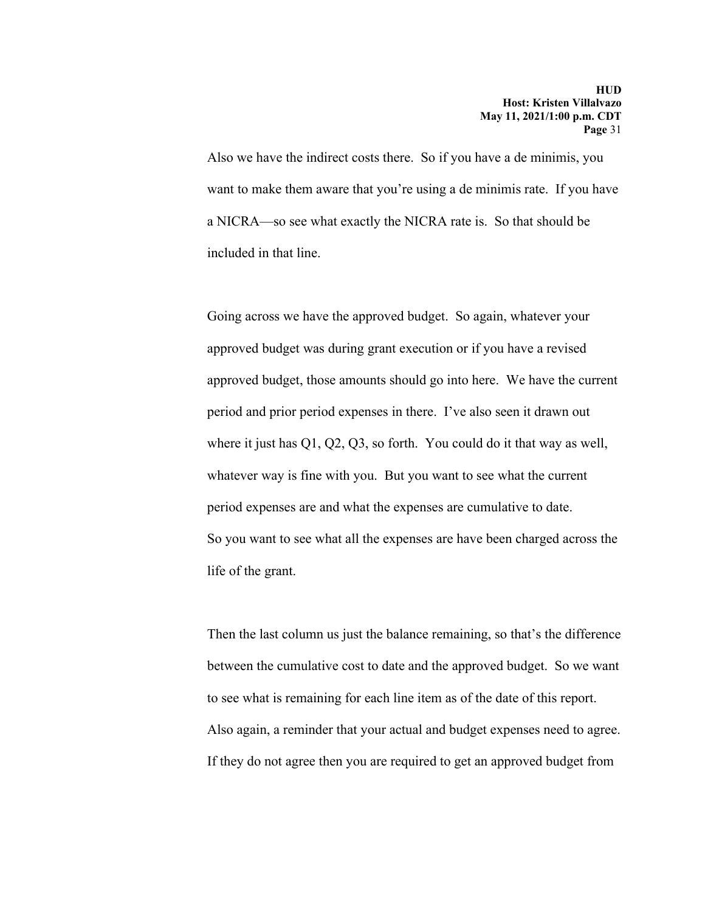Also we have the indirect costs there. So if you have a de minimis, you want to make them aware that you're using a de minimis rate. If you have a NICRA—so see what exactly the NICRA rate is. So that should be included in that line.

Going across we have the approved budget. So again, whatever your approved budget was during grant execution or if you have a revised approved budget, those amounts should go into here. We have the current period and prior period expenses in there. I've also seen it drawn out where it just has Q1, Q2, Q3, so forth. You could do it that way as well, whatever way is fine with you. But you want to see what the current period expenses are and what the expenses are cumulative to date. So you want to see what all the expenses are have been charged across the life of the grant.

Then the last column us just the balance remaining, so that's the difference between the cumulative cost to date and the approved budget. So we want to see what is remaining for each line item as of the date of this report. Also again, a reminder that your actual and budget expenses need to agree. If they do not agree then you are required to get an approved budget from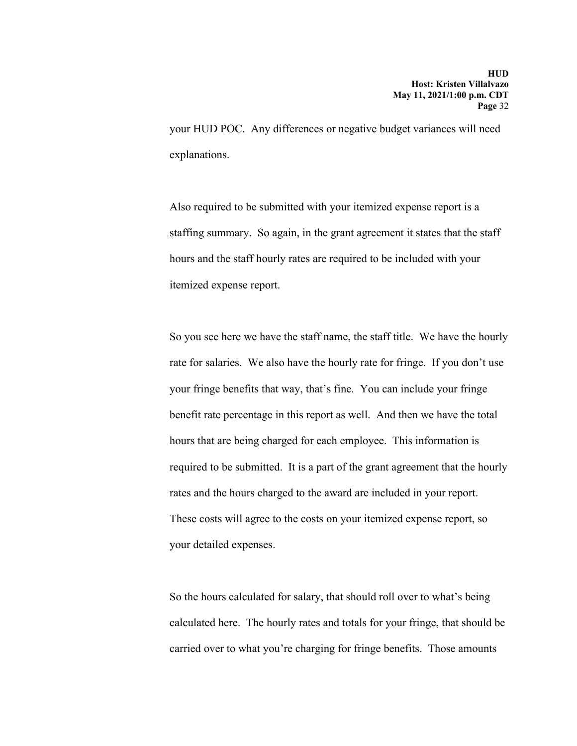your HUD POC. Any differences or negative budget variances will need explanations.

Also required to be submitted with your itemized expense report is a staffing summary. So again, in the grant agreement it states that the staff hours and the staff hourly rates are required to be included with your itemized expense report.

So you see here we have the staff name, the staff title. We have the hourly rate for salaries. We also have the hourly rate for fringe. If you don't use your fringe benefits that way, that's fine. You can include your fringe benefit rate percentage in this report as well. And then we have the total hours that are being charged for each employee. This information is required to be submitted. It is a part of the grant agreement that the hourly rates and the hours charged to the award are included in your report. These costs will agree to the costs on your itemized expense report, so your detailed expenses.

So the hours calculated for salary, that should roll over to what's being calculated here. The hourly rates and totals for your fringe, that should be carried over to what you're charging for fringe benefits. Those amounts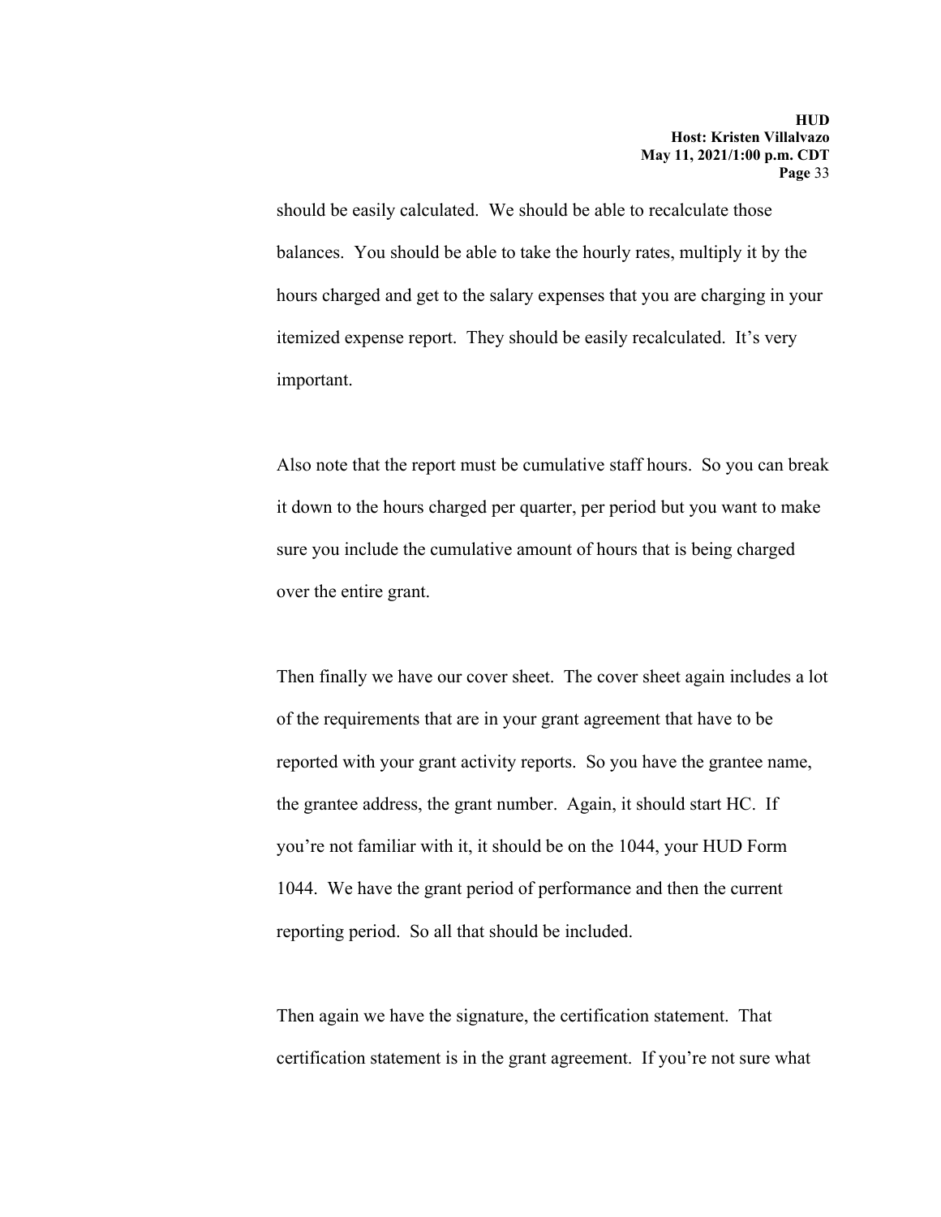should be easily calculated. We should be able to recalculate those balances. You should be able to take the hourly rates, multiply it by the hours charged and get to the salary expenses that you are charging in your itemized expense report. They should be easily recalculated. It's very important.

Also note that the report must be cumulative staff hours. So you can break it down to the hours charged per quarter, per period but you want to make sure you include the cumulative amount of hours that is being charged over the entire grant.

Then finally we have our cover sheet. The cover sheet again includes a lot of the requirements that are in your grant agreement that have to be reported with your grant activity reports. So you have the grantee name, the grantee address, the grant number. Again, it should start HC. If you're not familiar with it, it should be on the 1044, your HUD Form 1044. We have the grant period of performance and then the current reporting period. So all that should be included.

Then again we have the signature, the certification statement. That certification statement is in the grant agreement. If you're not sure what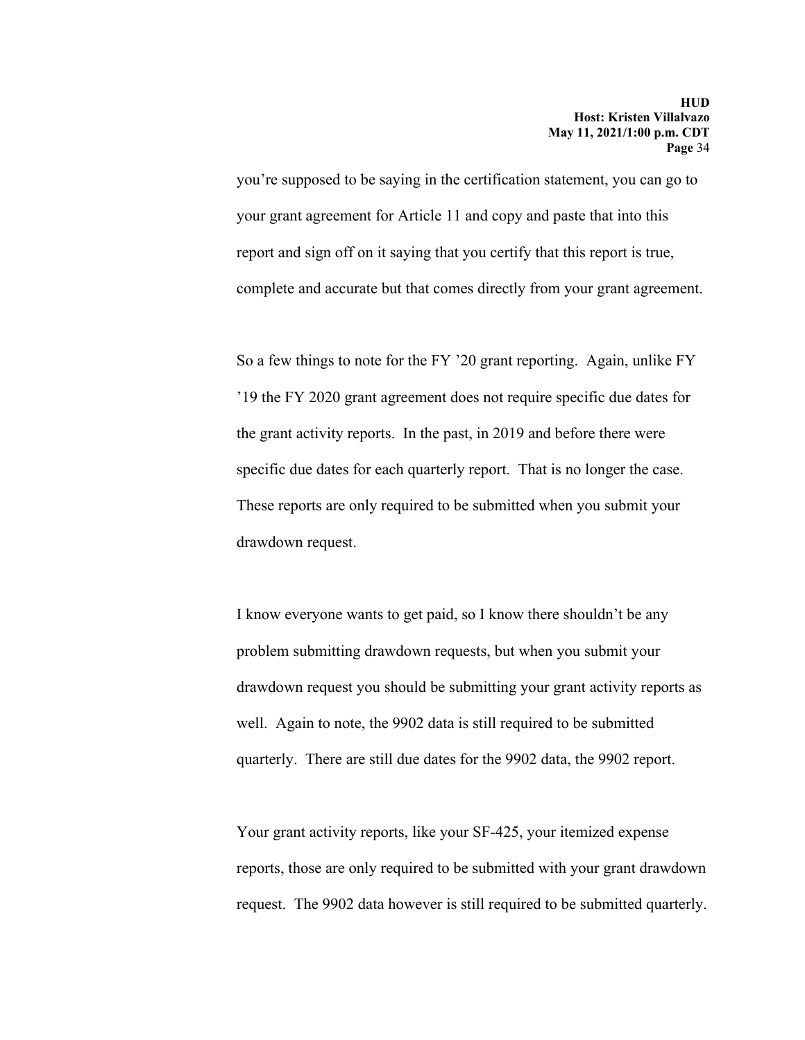you're supposed to be saying in the certification statement, you can go to your grant agreement for Article 11 and copy and paste that into this report and sign off on it saying that you certify that this report is true, complete and accurate but that comes directly from your grant agreement.

So a few things to note for the FY '20 grant reporting. Again, unlike FY '19 the FY 2020 grant agreement does not require specific due dates for the grant activity reports. In the past, in 2019 and before there were specific due dates for each quarterly report. That is no longer the case. These reports are only required to be submitted when you submit your drawdown request.

I know everyone wants to get paid, so I know there shouldn't be any problem submitting drawdown requests, but when you submit your drawdown request you should be submitting your grant activity reports as well. Again to note, the 9902 data is still required to be submitted quarterly. There are still due dates for the 9902 data, the 9902 report.

Your grant activity reports, like your SF-425, your itemized expense reports, those are only required to be submitted with your grant drawdown request. The 9902 data however is still required to be submitted quarterly.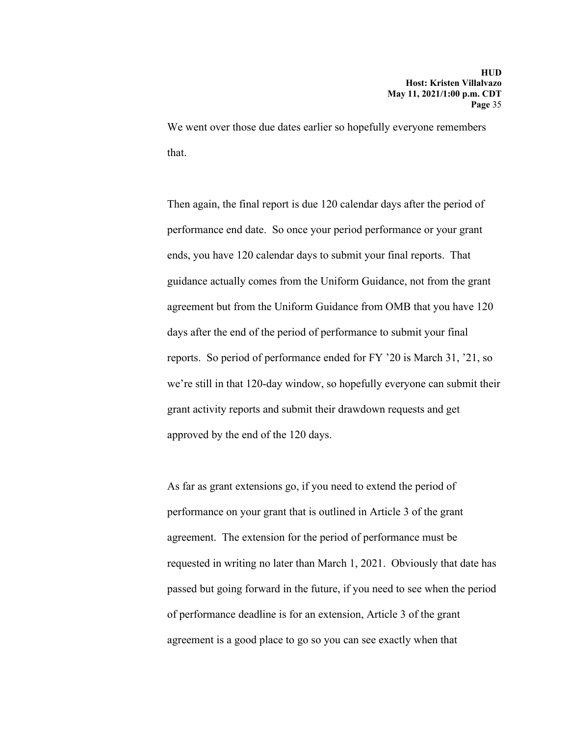We went over those due dates earlier so hopefully everyone remembers that.

Then again, the final report is due 120 calendar days after the period of performance end date. So once your period performance or your grant ends, you have 120 calendar days to submit your final reports. That guidance actually comes from the Uniform Guidance, not from the grant agreement but from the Uniform Guidance from OMB that you have 120 days after the end of the period of performance to submit your final reports. So period of performance ended for FY ’20 is March 31, ’21, so we’re still in that 120-day window, so hopefully everyone can submit their grant activity reports and submit their drawdown requests and get approved by the end of the 120 days.

As far as grant extensions go, if you need to extend the period of performance on your grant that is outlined in Article 3 of the grant agreement. The extension for the period of performance must be requested in writing no later than March 1, 2021. Obviously that date has passed but going forward in the future, if you need to see when the period of performance deadline is for an extension, Article 3 of the grant agreement is a good place to go so you can see exactly when that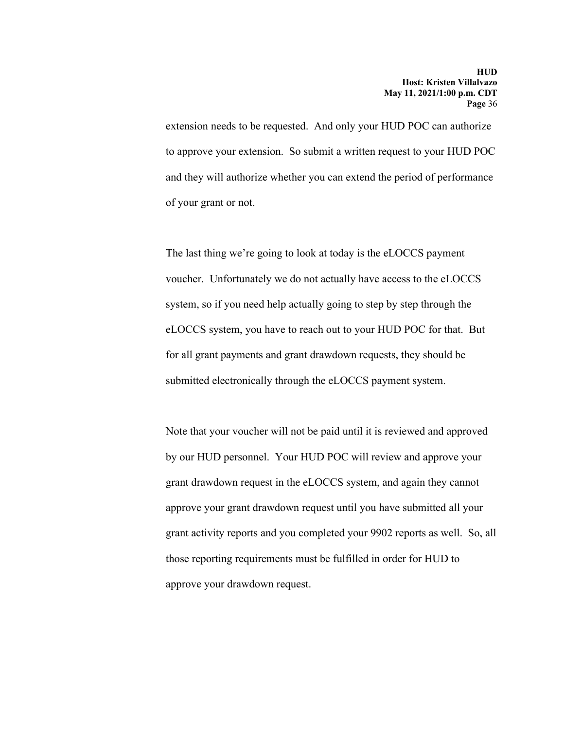extension needs to be requested. And only your HUD POC can authorize to approve your extension. So submit a written request to your HUD POC and they will authorize whether you can extend the period of performance of your grant or not.

The last thing we're going to look at today is the eLOCCS payment voucher. Unfortunately we do not actually have access to the eLOCCS system, so if you need help actually going to step by step through the eLOCCS system, you have to reach out to your HUD POC for that. But for all grant payments and grant drawdown requests, they should be submitted electronically through the eLOCCS payment system.

Note that your voucher will not be paid until it is reviewed and approved by our HUD personnel. Your HUD POC will review and approve your grant drawdown request in the eLOCCS system, and again they cannot approve your grant drawdown request until you have submitted all your grant activity reports and you completed your 9902 reports as well. So, all those reporting requirements must be fulfilled in order for HUD to approve your drawdown request.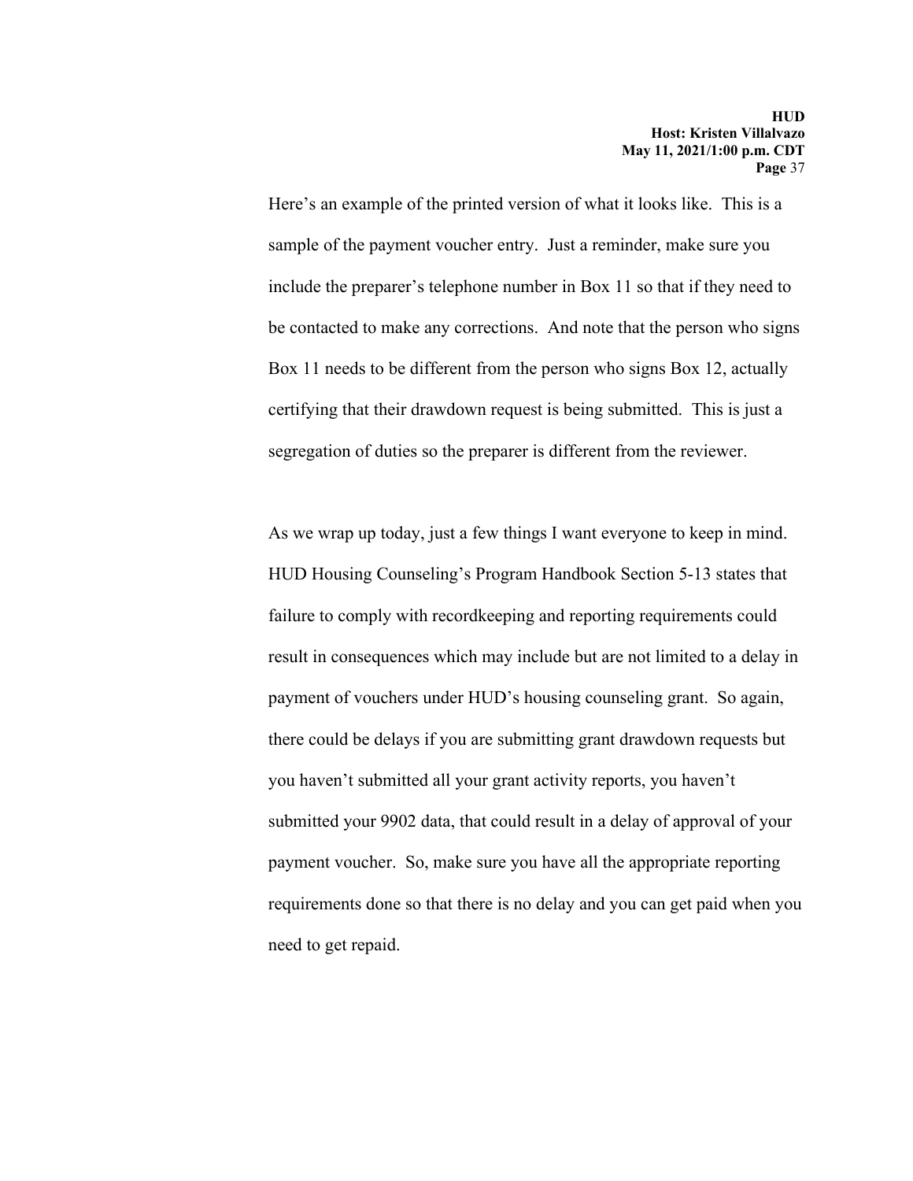Here's an example of the printed version of what it looks like. This is a sample of the payment voucher entry. Just a reminder, make sure you include the preparer's telephone number in Box 11 so that if they need to be contacted to make any corrections. And note that the person who signs Box 11 needs to be different from the person who signs Box 12, actually certifying that their drawdown request is being submitted. This is just a segregation of duties so the preparer is different from the reviewer.

As we wrap up today, just a few things I want everyone to keep in mind. HUD Housing Counseling's Program Handbook Section 5-13 states that failure to comply with recordkeeping and reporting requirements could result in consequences which may include but are not limited to a delay in payment of vouchers under HUD's housing counseling grant. So again, there could be delays if you are submitting grant drawdown requests but you haven't submitted all your grant activity reports, you haven't submitted your 9902 data, that could result in a delay of approval of your payment voucher. So, make sure you have all the appropriate reporting requirements done so that there is no delay and you can get paid when you need to get repaid.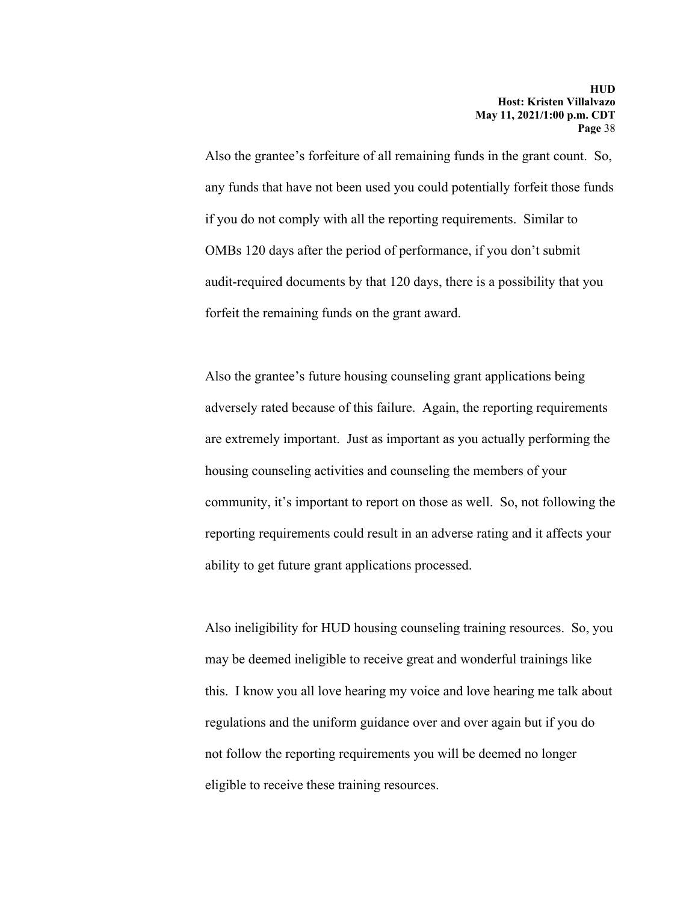Also the grantee's forfeiture of all remaining funds in the grant count. So, any funds that have not been used you could potentially forfeit those funds if you do not comply with all the reporting requirements. Similar to OMBs 120 days after the period of performance, if you don't submit audit-required documents by that 120 days, there is a possibility that you forfeit the remaining funds on the grant award.

Also the grantee's future housing counseling grant applications being adversely rated because of this failure. Again, the reporting requirements are extremely important. Just as important as you actually performing the housing counseling activities and counseling the members of your community, it's important to report on those as well. So, not following the reporting requirements could result in an adverse rating and it affects your ability to get future grant applications processed.

Also ineligibility for HUD housing counseling training resources. So, you may be deemed ineligible to receive great and wonderful trainings like this. I know you all love hearing my voice and love hearing me talk about regulations and the uniform guidance over and over again but if you do not follow the reporting requirements you will be deemed no longer eligible to receive these training resources.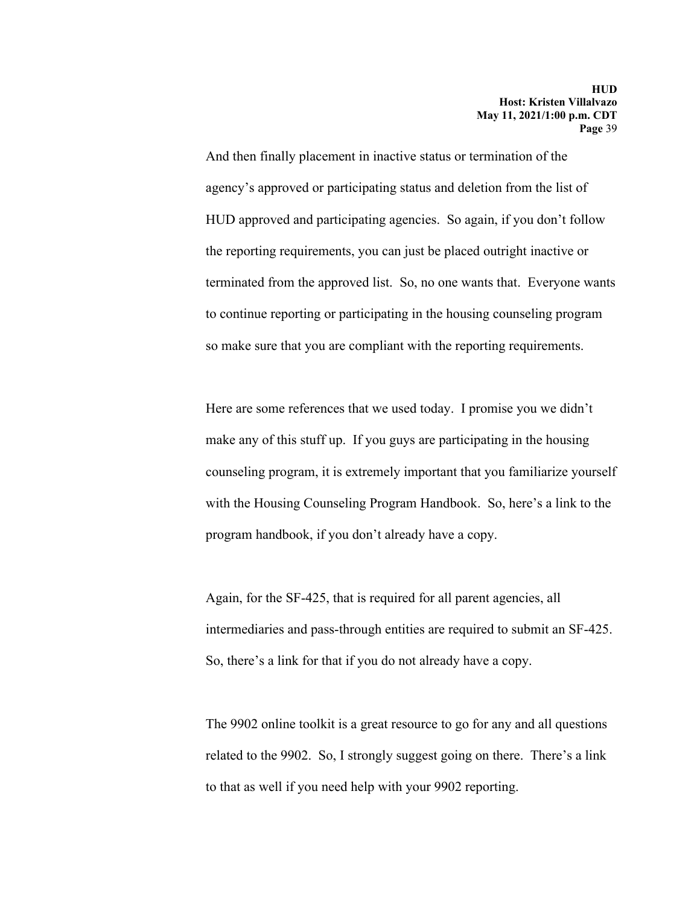And then finally placement in inactive status or termination of the agency's approved or participating status and deletion from the list of HUD approved and participating agencies. So again, if you don't follow the reporting requirements, you can just be placed outright inactive or terminated from the approved list. So, no one wants that. Everyone wants to continue reporting or participating in the housing counseling program so make sure that you are compliant with the reporting requirements.

Here are some references that we used today. I promise you we didn't make any of this stuff up. If you guys are participating in the housing counseling program, it is extremely important that you familiarize yourself with the Housing Counseling Program Handbook. So, here's a link to the program handbook, if you don't already have a copy.

Again, for the SF-425, that is required for all parent agencies, all intermediaries and pass-through entities are required to submit an SF-425. So, there's a link for that if you do not already have a copy.

The 9902 online toolkit is a great resource to go for any and all questions related to the 9902. So, I strongly suggest going on there. There's a link to that as well if you need help with your 9902 reporting.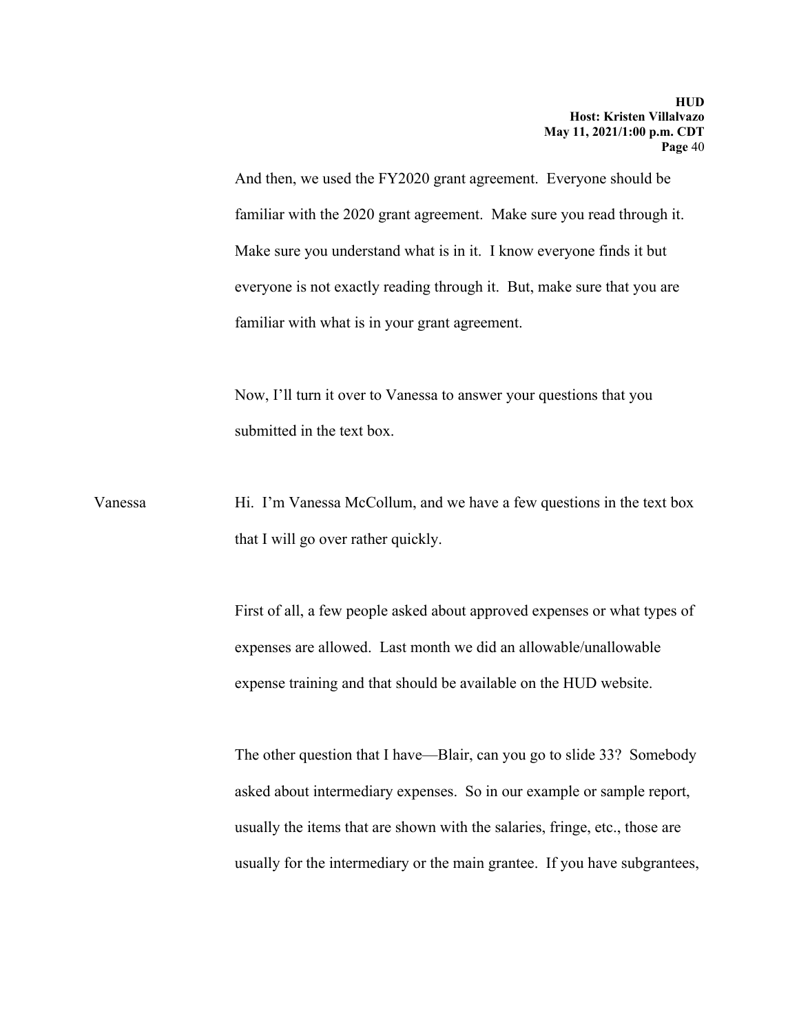And then, we used the FY2020 grant agreement. Everyone should be familiar with the 2020 grant agreement. Make sure you read through it. Make sure you understand what is in it. I know everyone finds it but everyone is not exactly reading through it. But, make sure that you are familiar with what is in your grant agreement.

Now, I'll turn it over to Vanessa to answer your questions that you submitted in the text box.

Vanessa Hi. I'm Vanessa McCollum, and we have a few questions in the text box that I will go over rather quickly.

First of all, a few people asked about approved expenses or what types of expenses are allowed. Last month we did an allowable/unallowable expense training and that should be available on the HUD website.

The other question that I have—Blair, can you go to slide 33? Somebody asked about intermediary expenses. So in our example or sample report, usually the items that are shown with the salaries, fringe, etc., those are usually for the intermediary or the main grantee. If you have subgrantees,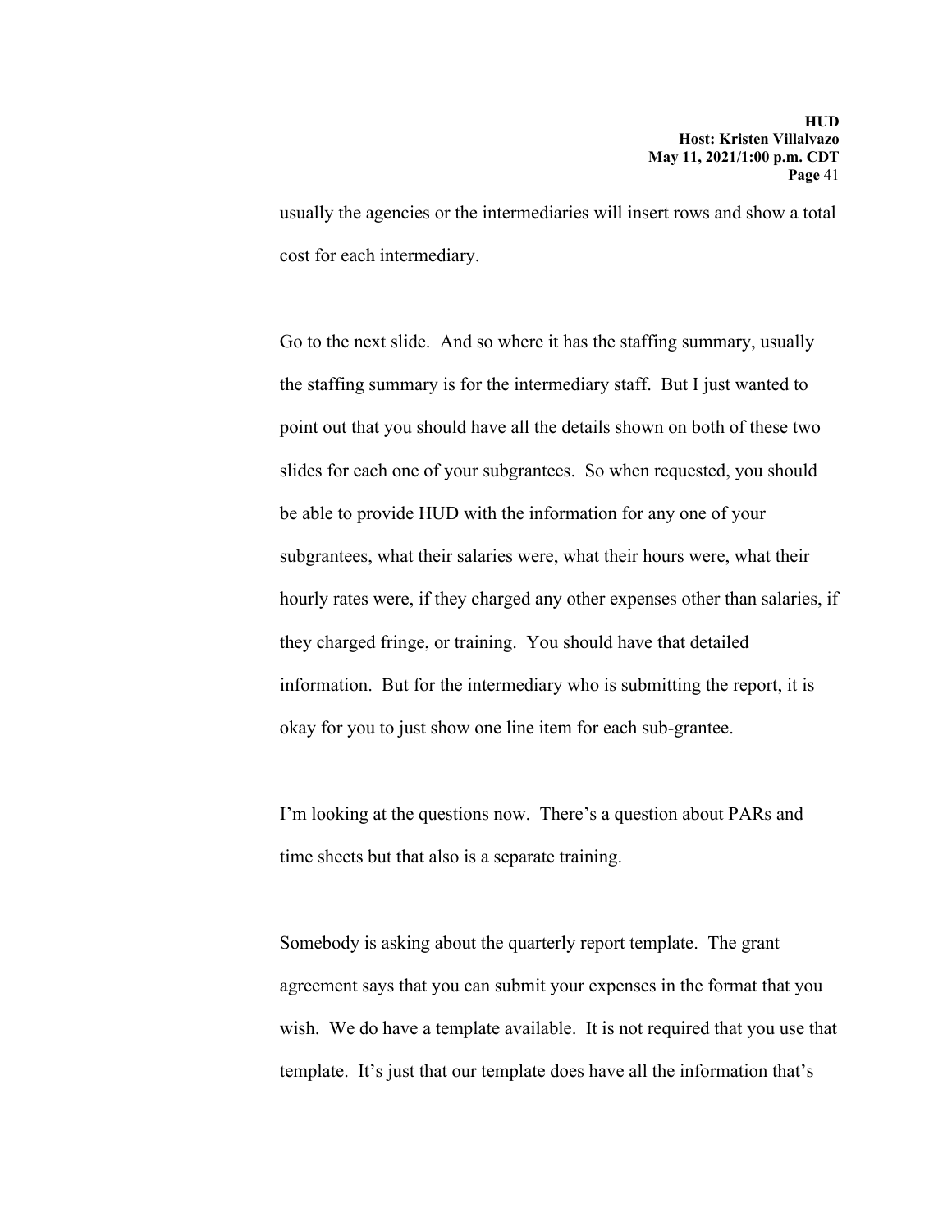usually the agencies or the intermediaries will insert rows and show a total cost for each intermediary.

Go to the next slide. And so where it has the staffing summary, usually the staffing summary is for the intermediary staff. But I just wanted to point out that you should have all the details shown on both of these two slides for each one of your subgrantees. So when requested, you should be able to provide HUD with the information for any one of your subgrantees, what their salaries were, what their hours were, what their hourly rates were, if they charged any other expenses other than salaries, if they charged fringe, or training. You should have that detailed information. But for the intermediary who is submitting the report, it is okay for you to just show one line item for each sub-grantee.

I'm looking at the questions now. There's a question about PARs and time sheets but that also is a separate training.

Somebody is asking about the quarterly report template. The grant agreement says that you can submit your expenses in the format that you wish. We do have a template available. It is not required that you use that template. It's just that our template does have all the information that's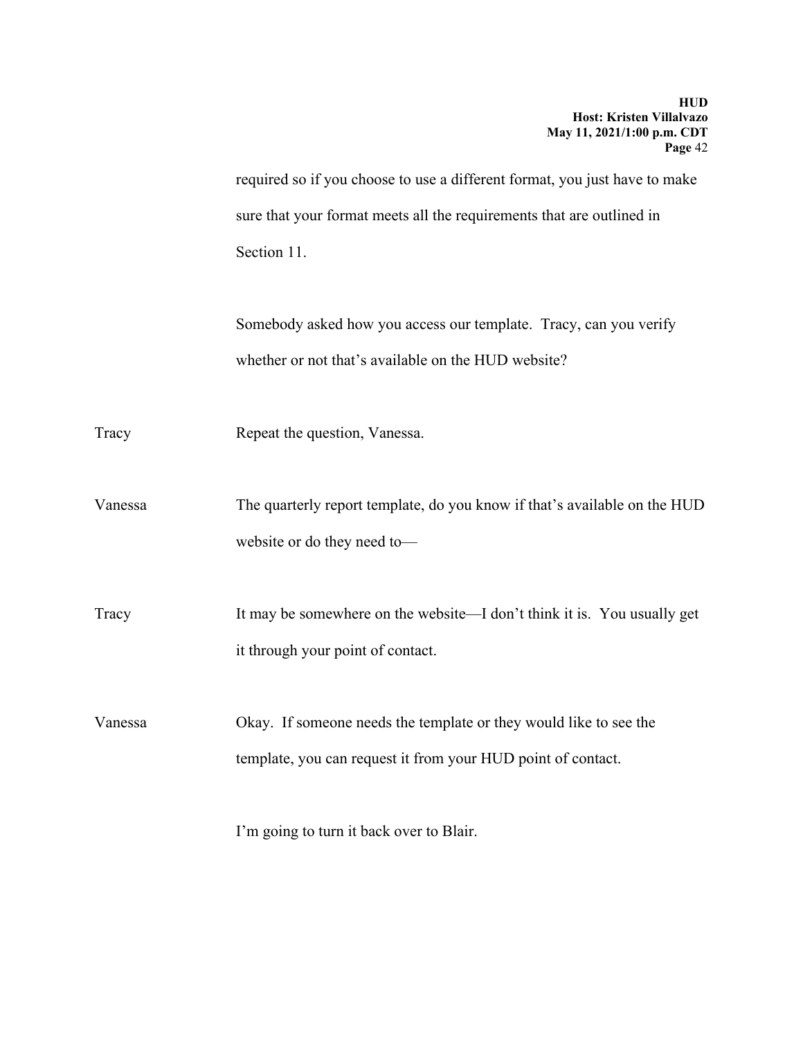required so if you choose to use a different format, you just have to make sure that your format meets all the requirements that are outlined in Section 11.

Somebody asked how you access our template. Tracy, can you verify whether or not that's available on the HUD website?

Tracy: Repeat the question, Vanessa.

Vanessa: The quarterly report template, do you know if that's available on the HUD website or do they need to—

Tracy: It may be somewhere on the website—I don't think it is. You usually get it through your point of contact.

Vanessa: Okay. If someone needs the template or they would like to see the template, you can request it from your HUD point of contact.

I'm going to turn it back over to Blair.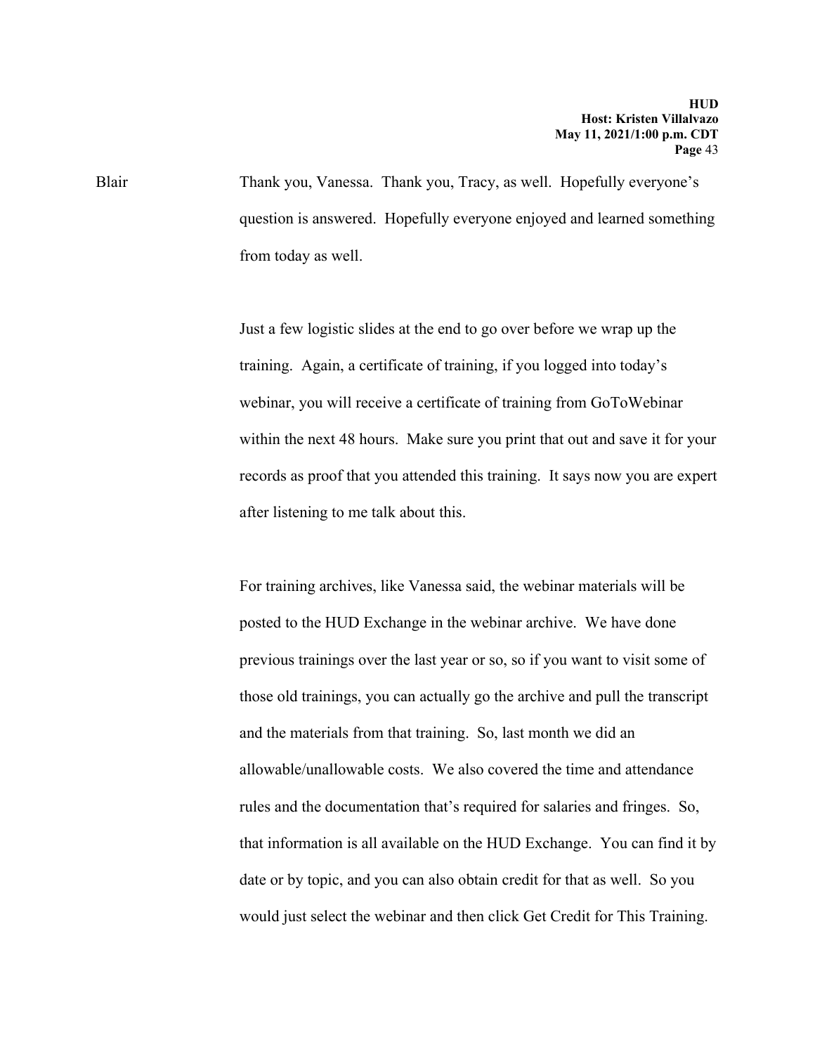Blair Thank you, Vanessa. Thank you, Tracy, as well. Hopefully everyone's question is answered. Hopefully everyone enjoyed and learned something from today as well.

Just a few logistic slides at the end to go over before we wrap up the training. Again, a certificate of training, if you logged into today's webinar, you will receive a certificate of training from GoToWebinar within the next 48 hours. Make sure you print that out and save it for your records as proof that you attended this training. It says now you are expert after listening to me talk about this.

For training archives, like Vanessa said, the webinar materials will be posted to the HUD Exchange in the webinar archive. We have done previous trainings over the last year or so, so if you want to visit some of those old trainings, you can actually go the archive and pull the transcript and the materials from that training. So, last month we did an allowable/unallowable costs. We also covered the time and attendance rules and the documentation that's required for salaries and fringes. So, that information is all available on the HUD Exchange. You can find it by date or by topic, and you can also obtain credit for that as well. So you would just select the webinar and then click Get Credit for This Training.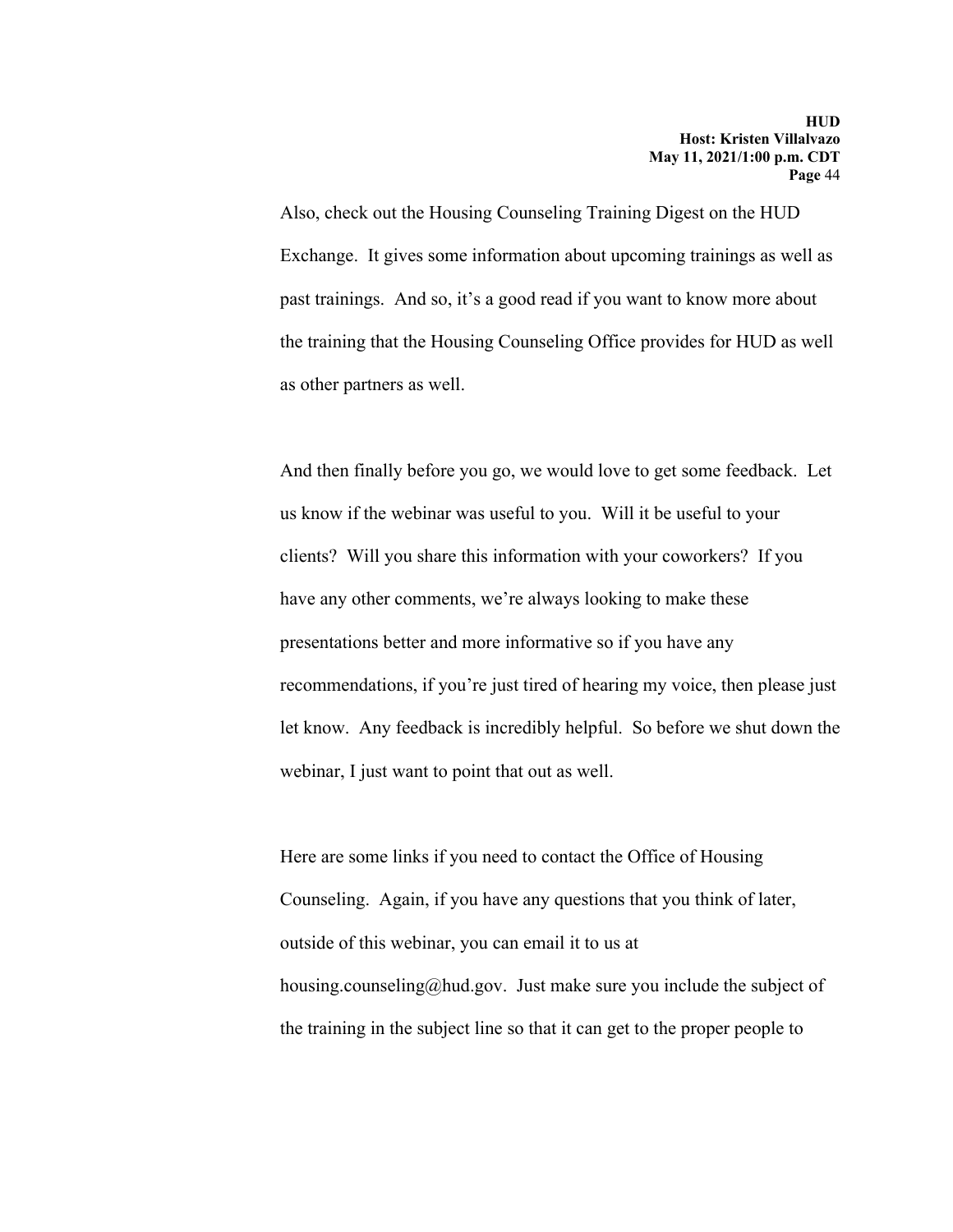Also, check out the Housing Counseling Training Digest on the HUD Exchange. It gives some information about upcoming trainings as well as past trainings. And so, it's a good read if you want to know more about the training that the Housing Counseling Office provides for HUD as well as other partners as well.

And then finally before you go, we would love to get some feedback. Let us know if the webinar was useful to you. Will it be useful to your clients? Will you share this information with your coworkers? If you have any other comments, we're always looking to make these presentations better and more informative so if you have any recommendations, if you're just tired of hearing my voice, then please just let know. Any feedback is incredibly helpful. So before we shut down the webinar, I just want to point that out as well.

Here are some links if you need to contact the Office of Housing Counseling. Again, if you have any questions that you think of later, outside of this webinar, you can email it to us at housing.counseling@hud.gov. Just make sure you include the subject of the training in the subject line so that it can get to the proper people to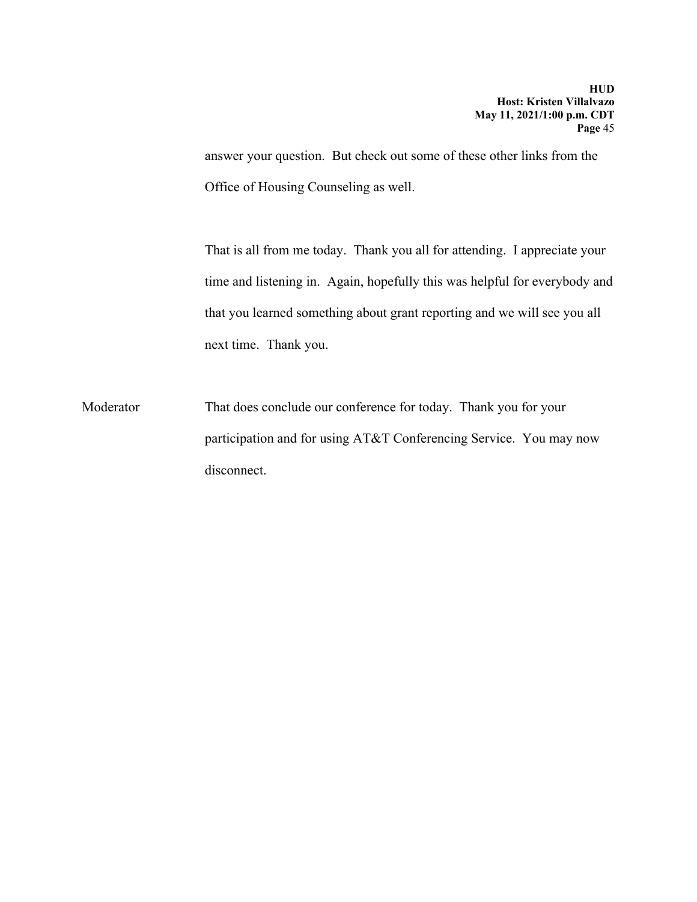answer your question. But check out some of these other links from the Office of Housing Counseling as well.

That is all from me today. Thank you all for attending. I appreciate your time and listening in. Again, hopefully this was helpful for everybody and that you learned something about grant reporting and we will see you all next time. Thank you.

Moderator That does conclude our conference for today. Thank you for your participation and for using AT&T Conferencing Service. You may now disconnect.